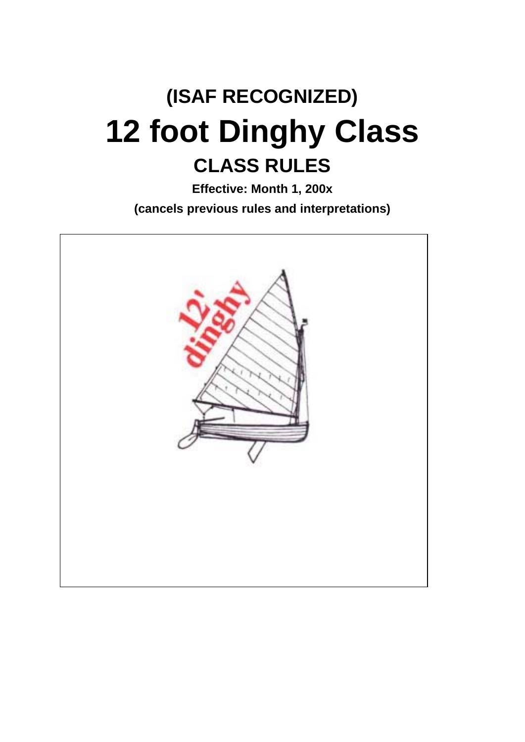# (ISAF RECOGNIZED)

# 12 foot Dinghy Class

## CLASS RULES

**Effective: Month 1, 200x**

**(cancels previous rules and interpretations)**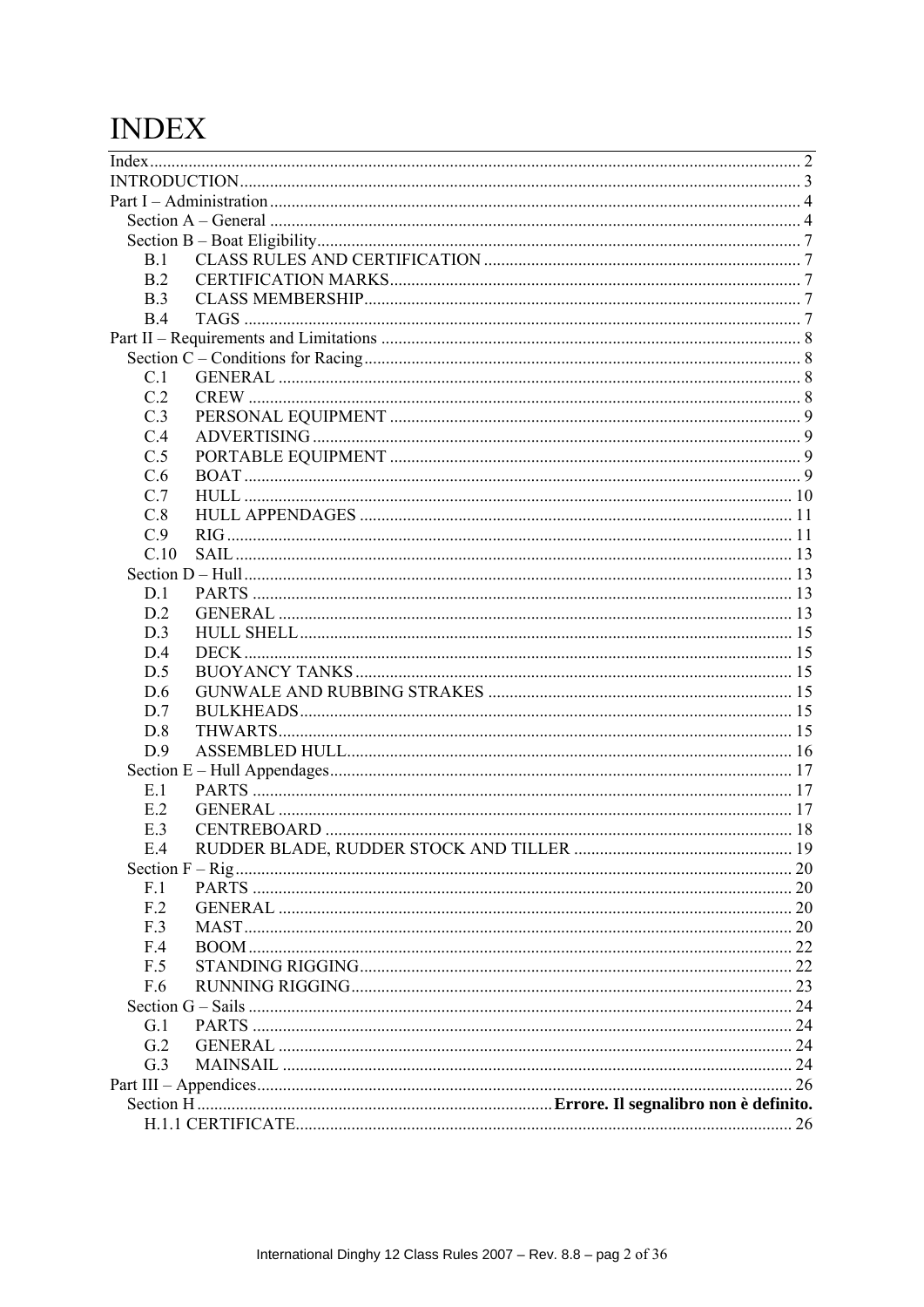# INDEX

Index ........................................................................................................................................ 2
INTRODUCTION ........................................................................................................................ 3
Part I – Administration ............................................................................................................... 4
Section A – General ............................................................................................................... 4
Section B – Boat Eligibility ..................................................................................................... 7
B.1 CLASS RULES AND CERTIFICATION ........................................................................ 7
B.2 CERTIFICATION MARKS ............................................................................................. 7
B.3 CLASS MEMBERSHIP ................................................................................................... 7
B.4 TAGS ............................................................................................................................... 7
Part II – Requirements and Limitations ...................................................................................... 8
Section C – Conditions for Racing ......................................................................................... 8
C.1 GENERAL ....................................................................................................................... 8
C.2 CREW .............................................................................................................................. 8
C.3 PERSONAL EQUIPMENT ............................................................................................. 9
C.4 ADVERTISING ............................................................................................................... 9
C.5 PORTABLE EQUIPMENT ............................................................................................. 9
C.6 BOAT ............................................................................................................................... 9
C.7 HULL .............................................................................................................................. 10
C.8 HULL APPENDAGES ................................................................................................... 11
C.9 RIG ................................................................................................................................. 11
C.10 SAIL ............................................................................................................................... 13
Section D – Hull ................................................................................................................... 13
D.1 PARTS ........................................................................................................................... 13
D.2 GENERAL ..................................................................................................................... 13
D.3 HULL SHELL ................................................................................................................. 15
D.4 DECK ............................................................................................................................. 15
D.5 BUOYANCY TANKS .................................................................................................... 15
D.6 GUNWALE AND RUBBING STRAKES ..................................................................... 15
D.7 BULKHEADS ................................................................................................................. 15
D.8 THWARTS ..................................................................................................................... 15
D.9 ASSEMBLED HULL ...................................................................................................... 16
Section E – Hull Appendages ............................................................................................... 17
E.1 PARTS ........................................................................................................................... 17
E.2 GENERAL ..................................................................................................................... 17
E.3 CENTREBOARD ........................................................................................................... 18
E.4 RUDDER BLADE, RUDDER STOCK AND TILLER .................................................. 19
Section F – Rig ..................................................................................................................... 20
F.1 PARTS ........................................................................................................................... 20
F.2 GENERAL ..................................................................................................................... 20
F.3 MAST ............................................................................................................................. 20
F.4 BOOM ............................................................................................................................ 22
F.5 STANDING RIGGING ................................................................................................... 22
F.6 RUNNING RIGGING ..................................................................................................... 23
Section G – Sails .................................................................................................................. 24
G.1 PARTS ........................................................................................................................... 24
G.2 GENERAL ..................................................................................................................... 24
G.3 MAINSAIL ..................................................................................................................... 24
Part III – Appendices ................................................................................................................ 26
Section H ................................................................................ **Errore. Il segnalibro non è definito.**
H.1.1 CERTIFICATE ............................................................................................................... 26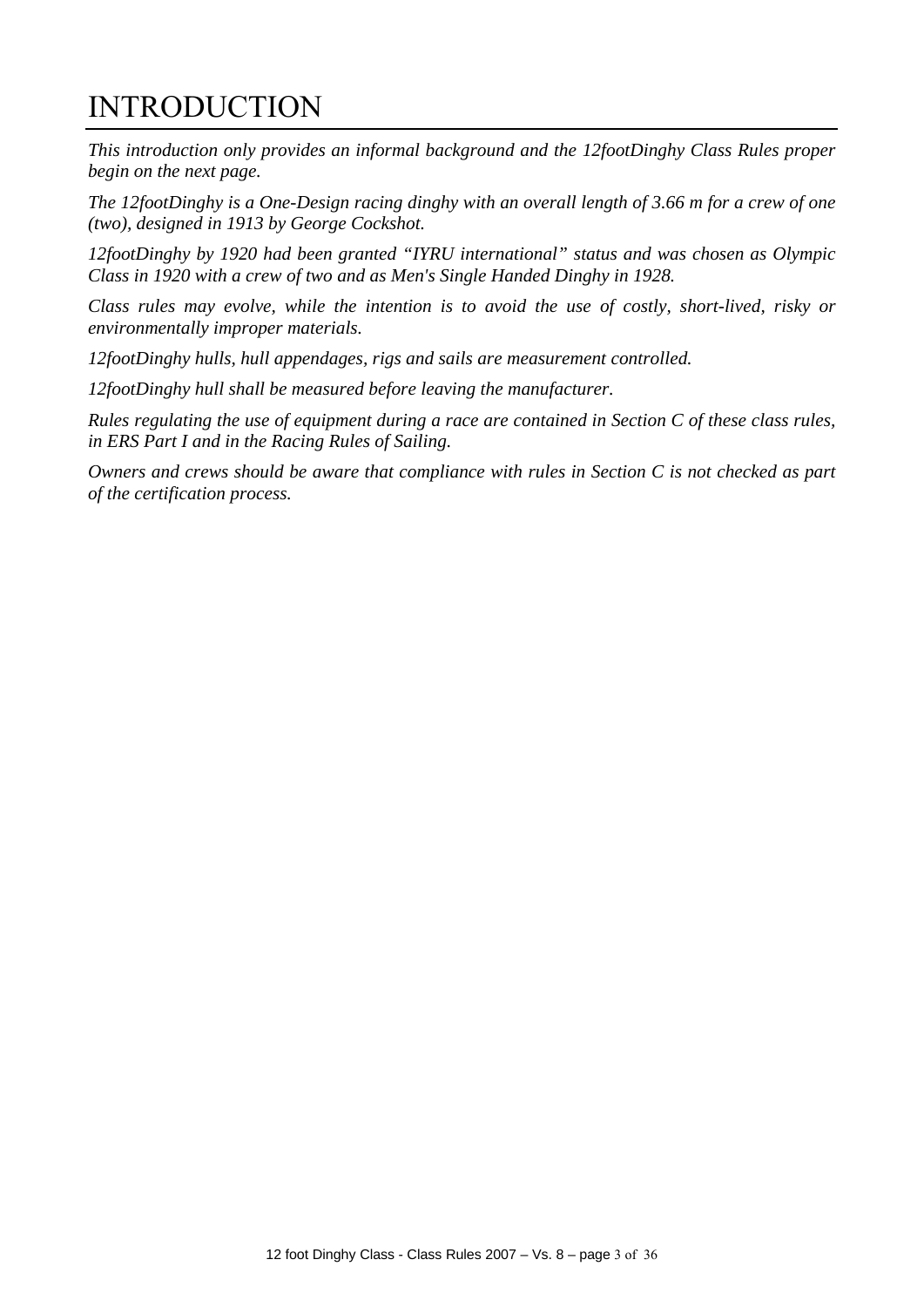# INTRODUCTION

*This introduction only provides an informal background and the 12footDinghy Class Rules proper begin on the next page.*

*The 12footDinghy is a One-Design racing dinghy with an overall length of 3.66 m for a crew of one (two), designed in 1913 by George Cockshot.*

*12footDinghy by 1920 had been granted "IYRU international" status and was chosen as Olympic Class in 1920 with a crew of two and as Men's Single Handed Dinghy in 1928.*

*Class rules may evolve, while the intention is to avoid the use of costly, short-lived, risky or environmentally improper materials.*

*12footDinghy hulls, hull appendages, rigs and sails are measurement controlled.*

*12footDinghy hull shall be measured before leaving the manufacturer.*

*Rules regulating the use of equipment during a race are contained in Section C of these class rules, in ERS Part I and in the Racing Rules of Sailing.*

*Owners and crews should be aware that compliance with rules in Section C is not checked as part of the certification process.*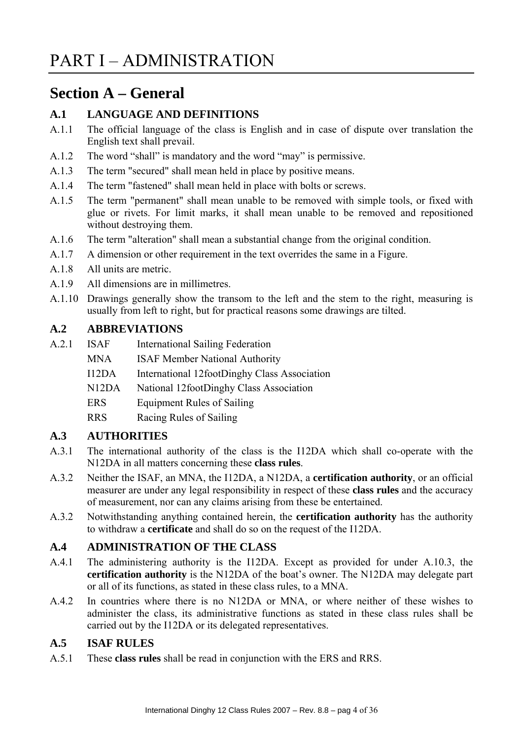# PART I – ADMINISTRATION

## Section A – General

### A.1 LANGUAGE AND DEFINITIONS

A.1.1 The official language of the class is English and in case of dispute over translation the English text shall prevail.

A.1.2 The word "shall" is mandatory and the word "may" is permissive.

A.1.3 The term "secured" shall mean held in place by positive means.

A.1.4 The term "fastened" shall mean held in place with bolts or screws.

A.1.5 The term "permanent" shall mean unable to be removed with simple tools, or fixed with glue or rivets. For limit marks, it shall mean unable to be removed and repositioned without destroying them.

A.1.6 The term "alteration" shall mean a substantial change from the original condition.

A.1.7 A dimension or other requirement in the text overrides the same in a Figure.

A.1.8 All units are metric.

A.1.9 All dimensions are in millimetres.

A.1.10 Drawings generally show the transom to the left and the stem to the right, measuring is usually from left to right, but for practical reasons some drawings are tilted.

### A.2 ABBREVIATIONS

A.2.1

| | |
|---|---|
| ISAF | International Sailing Federation |
| MNA | ISAF Member National Authority |
| I12DA | International 12footDinghy Class Association |
| N12DA | National 12footDinghy Class Association |
| ERS | Equipment Rules of Sailing |
| RRS | Racing Rules of Sailing |

### A.3 AUTHORITIES

A.3.1 The international authority of the class is the I12DA which shall co-operate with the N12DA in all matters concerning these **class rules**.

A.3.2 Neither the ISAF, an MNA, the I12DA, a N12DA, a **certification authority**, or an official measurer are under any legal responsibility in respect of these **class rules** and the accuracy of measurement, nor can any claims arising from these be entertained.

A.3.2 Notwithstanding anything contained herein, the **certification authority** has the authority to withdraw a **certificate** and shall do so on the request of the I12DA.

### A.4 ADMINISTRATION OF THE CLASS

A.4.1 The administering authority is the I12DA. Except as provided for under A.10.3, the **certification authority** is the N12DA of the boat's owner. The N12DA may delegate part or all of its functions, as stated in these class rules, to a MNA.

A.4.2 In countries where there is no N12DA or MNA, or where neither of these wishes to administer the class, its administrative functions as stated in these class rules shall be carried out by the I12DA or its delegated representatives.

### A.5 ISAF RULES

A.5.1 These **class rules** shall be read in conjunction with the ERS and RRS.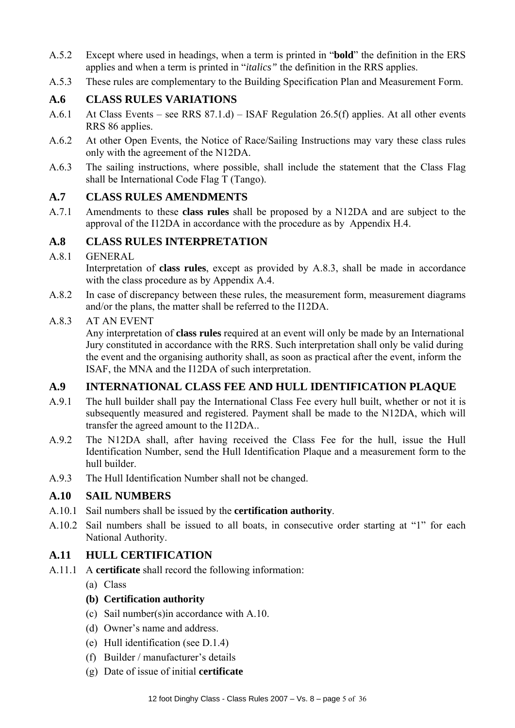A.5.2 Except where used in headings, when a term is printed in "**bold**" the definition in the ERS applies and when a term is printed in "*italics"* the definition in the RRS applies.

A.5.3 These rules are complementary to the Building Specification Plan and Measurement Form.

## A.6 CLASS RULES VARIATIONS

A.6.1 At Class Events – see RRS 87.1.d) – ISAF Regulation 26.5(f) applies. At all other events RRS 86 applies.

A.6.2 At other Open Events, the Notice of Race/Sailing Instructions may vary these class rules only with the agreement of the N12DA.

A.6.3 The sailing instructions, where possible, shall include the statement that the Class Flag shall be International Code Flag T (Tango).

## A.7 CLASS RULES AMENDMENTS

A.7.1 Amendments to these **class rules** shall be proposed by a N12DA and are subject to the approval of the I12DA in accordance with the procedure as by Appendix H.4.

## A.8 CLASS RULES INTERPRETATION

A.8.1 GENERAL

Interpretation of **class rules**, except as provided by A.8.3, shall be made in accordance with the class procedure as by Appendix A.4.

A.8.2 In case of discrepancy between these rules, the measurement form, measurement diagrams and/or the plans, the matter shall be referred to the I12DA.

A.8.3 AT AN EVENT

Any interpretation of **class rules** required at an event will only be made by an International Jury constituted in accordance with the RRS. Such interpretation shall only be valid during the event and the organising authority shall, as soon as practical after the event, inform the ISAF, the MNA and the I12DA of such interpretation.

## A.9 INTERNATIONAL CLASS FEE AND HULL IDENTIFICATION PLAQUE

A.9.1 The hull builder shall pay the International Class Fee every hull built, whether or not it is subsequently measured and registered. Payment shall be made to the N12DA, which will transfer the agreed amount to the I12DA..

A.9.2 The N12DA shall, after having received the Class Fee for the hull, issue the Hull Identification Number, send the Hull Identification Plaque and a measurement form to the hull builder.

A.9.3 The Hull Identification Number shall not be changed.

## A.10 SAIL NUMBERS

A.10.1 Sail numbers shall be issued by the **certification authority**.

A.10.2 Sail numbers shall be issued to all boats, in consecutive order starting at "1" for each National Authority.

## A.11 HULL CERTIFICATION

A.11.1 A **certificate** shall record the following information:

(a) Class

**(b) Certification authority**

(c) Sail number(s)in accordance with A.10.

(d) Owner's name and address.

(e) Hull identification (see D.1.4)

(f) Builder / manufacturer's details

(g) Date of issue of initial **certificate**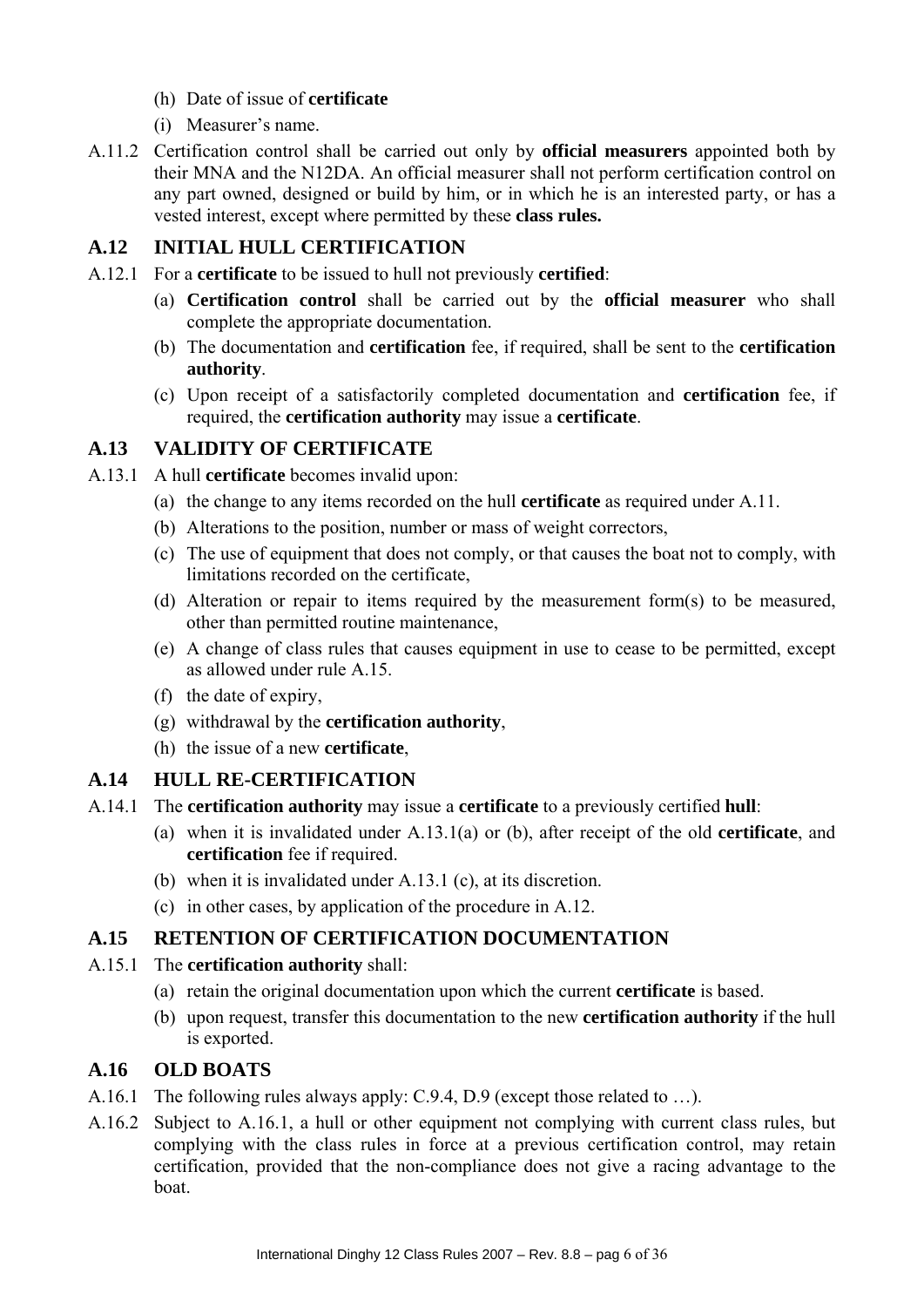(h) Date of issue of **certificate**

(i) Measurer's name.

A.11.2 Certification control shall be carried out only by **official measurers** appointed both by their MNA and the N12DA. An official measurer shall not perform certification control on any part owned, designed or build by him, or in which he is an interested party, or has a vested interest, except where permitted by these **class rules.**

## A.12 INITIAL HULL CERTIFICATION

A.12.1 For a **certificate** to be issued to hull not previously **certified**:

(a) **Certification control** shall be carried out by the **official measurer** who shall complete the appropriate documentation.

(b) The documentation and **certification** fee, if required, shall be sent to the **certification authority**.

(c) Upon receipt of a satisfactorily completed documentation and **certification** fee, if required, the **certification authority** may issue a **certificate**.

## A.13 VALIDITY OF CERTIFICATE

A.13.1 A hull **certificate** becomes invalid upon:

(a) the change to any items recorded on the hull **certificate** as required under A.11.

(b) Alterations to the position, number or mass of weight correctors,

(c) The use of equipment that does not comply, or that causes the boat not to comply, with limitations recorded on the certificate,

(d) Alteration or repair to items required by the measurement form(s) to be measured, other than permitted routine maintenance,

(e) A change of class rules that causes equipment in use to cease to be permitted, except as allowed under rule A.15.

(f) the date of expiry,

(g) withdrawal by the **certification authority**,

(h) the issue of a new **certificate**,

## A.14 HULL RE-CERTIFICATION

A.14.1 The **certification authority** may issue a **certificate** to a previously certified **hull**:

(a) when it is invalidated under A.13.1(a) or (b), after receipt of the old **certificate**, and **certification** fee if required.

(b) when it is invalidated under A.13.1 (c), at its discretion.

(c) in other cases, by application of the procedure in A.12.

## A.15 RETENTION OF CERTIFICATION DOCUMENTATION

A.15.1 The **certification authority** shall:

(a) retain the original documentation upon which the current **certificate** is based.

(b) upon request, transfer this documentation to the new **certification authority** if the hull is exported.

## A.16 OLD BOATS

A.16.1 The following rules always apply: C.9.4, D.9 (except those related to …).

A.16.2 Subject to A.16.1, a hull or other equipment not complying with current class rules, but complying with the class rules in force at a previous certification control, may retain certification, provided that the non-compliance does not give a racing advantage to the boat.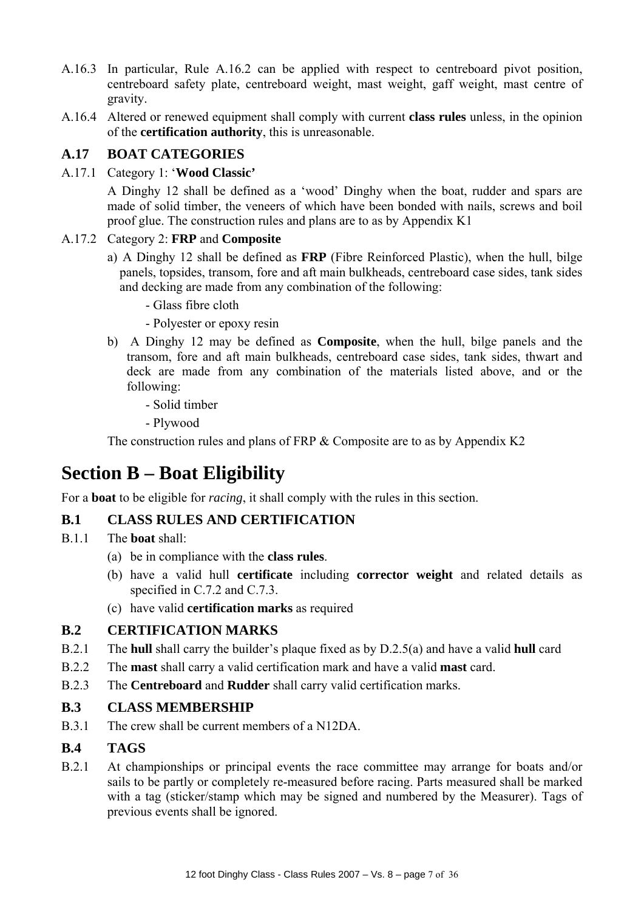A.16.3 In particular, Rule A.16.2 can be applied with respect to centreboard pivot position, centreboard safety plate, centreboard weight, mast weight, gaff weight, mast centre of gravity.

A.16.4 Altered or renewed equipment shall comply with current **class rules** unless, in the opinion of the **certification authority**, this is unreasonable.

### A.17 BOAT CATEGORIES

A.17.1 Category 1: '**Wood Classic'**

A Dinghy 12 shall be defined as a 'wood' Dinghy when the boat, rudder and spars are made of solid timber, the veneers of which have been bonded with nails, screws and boil proof glue. The construction rules and plans are to as by Appendix K1

A.17.2 Category 2: **FRP** and **Composite**

a) A Dinghy 12 shall be defined as **FRP** (Fibre Reinforced Plastic), when the hull, bilge panels, topsides, transom, fore and aft main bulkheads, centreboard case sides, tank sides and decking are made from any combination of the following:

- Glass fibre cloth
- Polyester or epoxy resin

b) A Dinghy 12 may be defined as **Composite**, when the hull, bilge panels and the transom, fore and aft main bulkheads, centreboard case sides, tank sides, thwart and deck are made from any combination of the materials listed above, and or the following:

- Solid timber
- Plywood

The construction rules and plans of FRP & Composite are to as by Appendix K2

# Section B – Boat Eligibility

For a **boat** to be eligible for *racing*, it shall comply with the rules in this section.

### B.1 CLASS RULES AND CERTIFICATION

B.1.1 The **boat** shall:

(a) be in compliance with the **class rules**.

(b) have a valid hull **certificate** including **corrector weight** and related details as specified in C.7.2 and C.7.3.

(c) have valid **certification marks** as required

### B.2 CERTIFICATION MARKS

B.2.1 The **hull** shall carry the builder's plaque fixed as by D.2.5(a) and have a valid **hull** card

B.2.2 The **mast** shall carry a valid certification mark and have a valid **mast** card.

B.2.3 The **Centreboard** and **Rudder** shall carry valid certification marks.

### B.3 CLASS MEMBERSHIP

B.3.1 The crew shall be current members of a N12DA.

### B.4 TAGS

B.2.1 At championships or principal events the race committee may arrange for boats and/or sails to be partly or completely re-measured before racing. Parts measured shall be marked with a tag (sticker/stamp which may be signed and numbered by the Measurer). Tags of previous events shall be ignored.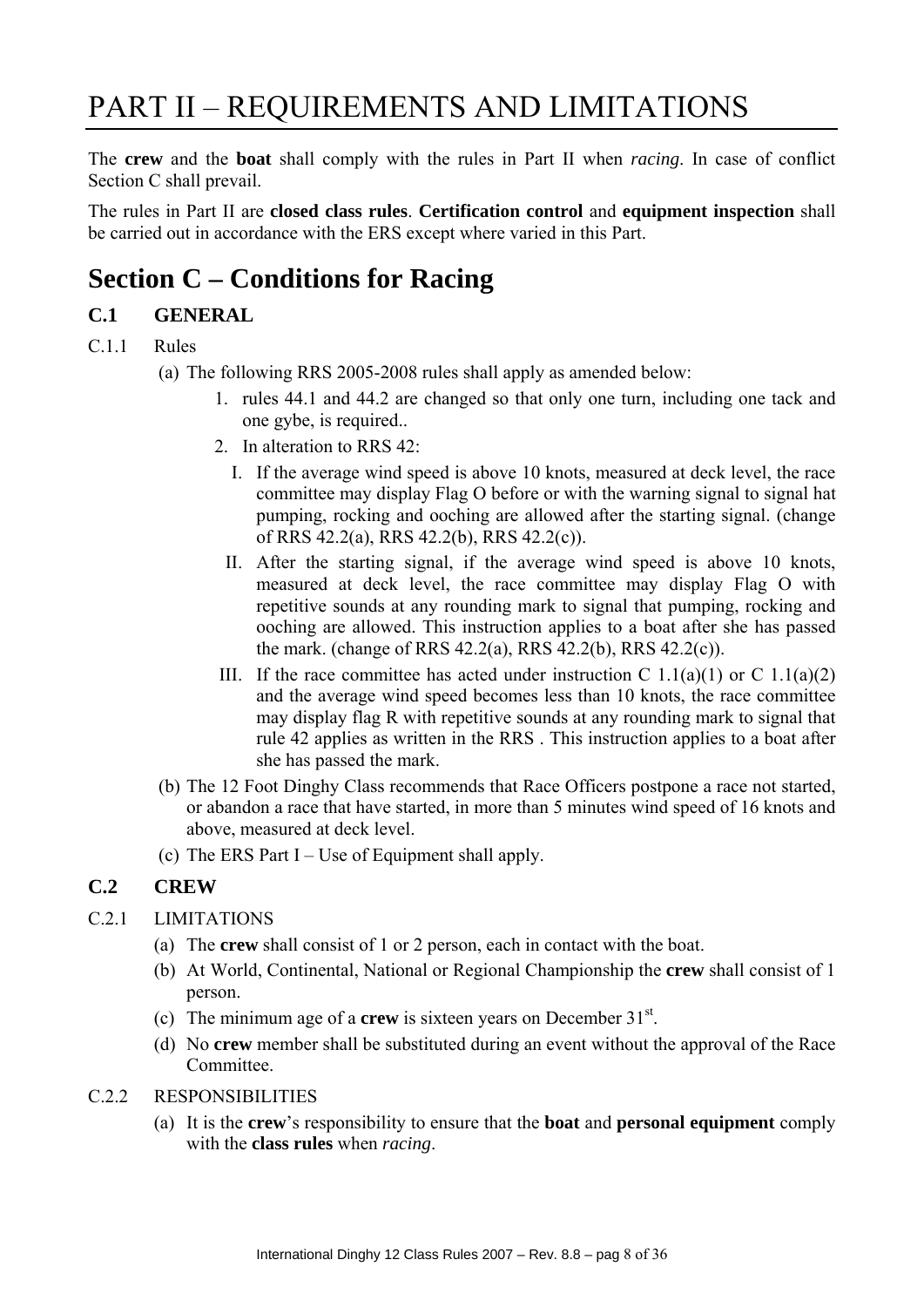# PART II – REQUIREMENTS AND LIMITATIONS

The **crew** and the **boat** shall comply with the rules in Part II when *racing*. In case of conflict Section C shall prevail.

The rules in Part II are **closed class rules**. **Certification control** and **equipment inspection** shall be carried out in accordance with the ERS except where varied in this Part.

## Section C – Conditions for Racing

### C.1 GENERAL

C.1.1 Rules

(a) The following RRS 2005-2008 rules shall apply as amended below:

1. rules 44.1 and 44.2 are changed so that only one turn, including one tack and one gybe, is required..
2. In alteration to RRS 42:
   I. If the average wind speed is above 10 knots, measured at deck level, the race committee may display Flag O before or with the warning signal to signal hat pumping, rocking and ooching are allowed after the starting signal. (change of RRS 42.2(a), RRS 42.2(b), RRS 42.2(c)).
   
   II. After the starting signal, if the average wind speed is above 10 knots, measured at deck level, the race committee may display Flag O with repetitive sounds at any rounding mark to signal that pumping, rocking and ooching are allowed. This instruction applies to a boat after she has passed the mark. (change of RRS 42.2(a), RRS 42.2(b), RRS 42.2(c)).
   
   III. If the race committee has acted under instruction C 1.1(a)(1) or C 1.1(a)(2) and the average wind speed becomes less than 10 knots, the race committee may display flag R with repetitive sounds at any rounding mark to signal that rule 42 applies as written in the RRS . This instruction applies to a boat after she has passed the mark.

(b) The 12 Foot Dinghy Class recommends that Race Officers postpone a race not started, or abandon a race that have started, in more than 5 minutes wind speed of 16 knots and above, measured at deck level.

(c) The ERS Part I – Use of Equipment shall apply.

### C.2 CREW

C.2.1 LIMITATIONS

(a) The **crew** shall consist of 1 or 2 person, each in contact with the boat.

(b) At World, Continental, National or Regional Championship the **crew** shall consist of 1 person.

(c) The minimum age of a **crew** is sixteen years on December 31st.

(d) No **crew** member shall be substituted during an event without the approval of the Race Committee.

C.2.2 RESPONSIBILITIES

(a) It is the **crew**'s responsibility to ensure that the **boat** and **personal equipment** comply with the **class rules** when *racing*.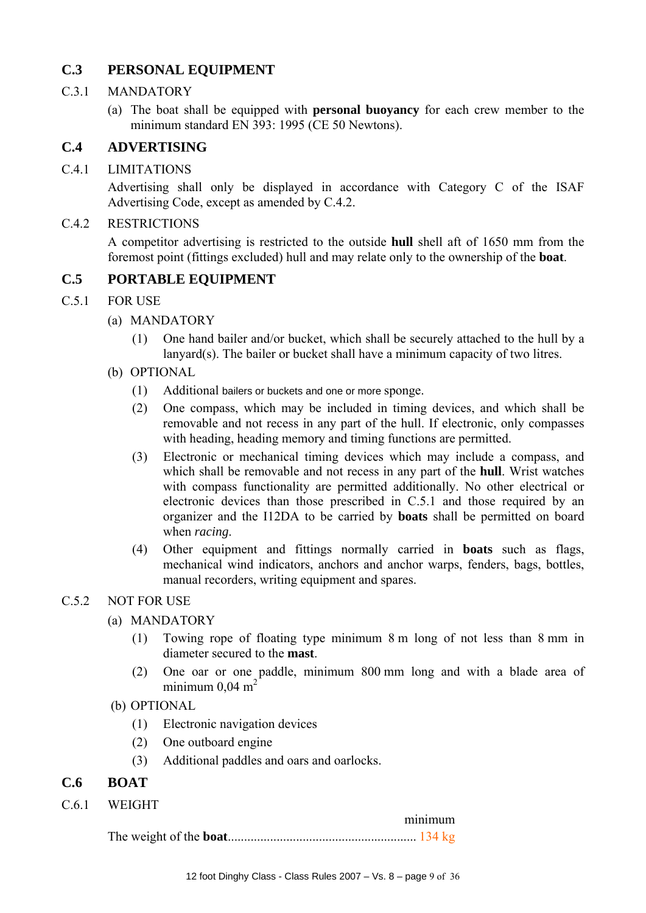## C.3 PERSONAL EQUIPMENT

C.3.1 MANDATORY

(a) The boat shall be equipped with **personal buoyancy** for each crew member to the minimum standard EN 393: 1995 (CE 50 Newtons).

## C.4 ADVERTISING

C.4.1 LIMITATIONS

Advertising shall only be displayed in accordance with Category C of the ISAF Advertising Code, except as amended by C.4.2.

C.4.2 RESTRICTIONS

A competitor advertising is restricted to the outside **hull** shell aft of 1650 mm from the foremost point (fittings excluded) hull and may relate only to the ownership of the **boat**.

## C.5 PORTABLE EQUIPMENT

C.5.1 FOR USE

(a) MANDATORY

(1) One hand bailer and/or bucket, which shall be securely attached to the hull by a lanyard(s). The bailer or bucket shall have a minimum capacity of two litres.

(b) OPTIONAL

(1) Additional bailers or buckets and one or more sponge.

(2) One compass, which may be included in timing devices, and which shall be removable and not recess in any part of the hull. If electronic, only compasses with heading, heading memory and timing functions are permitted.

(3) Electronic or mechanical timing devices which may include a compass, and which shall be removable and not recess in any part of the **hull**. Wrist watches with compass functionality are permitted additionally. No other electrical or electronic devices than those prescribed in C.5.1 and those required by an organizer and the I12DA to be carried by **boats** shall be permitted on board when *racing*.

(4) Other equipment and fittings normally carried in **boats** such as flags, mechanical wind indicators, anchors and anchor warps, fenders, bags, bottles, manual recorders, writing equipment and spares.

C.5.2 NOT FOR USE

(a) MANDATORY

(1) Towing rope of floating type minimum 8 m long of not less than 8 mm in diameter secured to the **mast**.

(2) One oar or one paddle, minimum 800 mm long and with a blade area of minimum 0,04 $m^2$

(b) OPTIONAL

(1) Electronic navigation devices

(2) One outboard engine

(3) Additional paddles and oars and oarlocks.

## C.6 BOAT

C.6.1 WEIGHT

| | minimum |
|---|---|
| The weight of the **boat**........................................................ | 134 kg |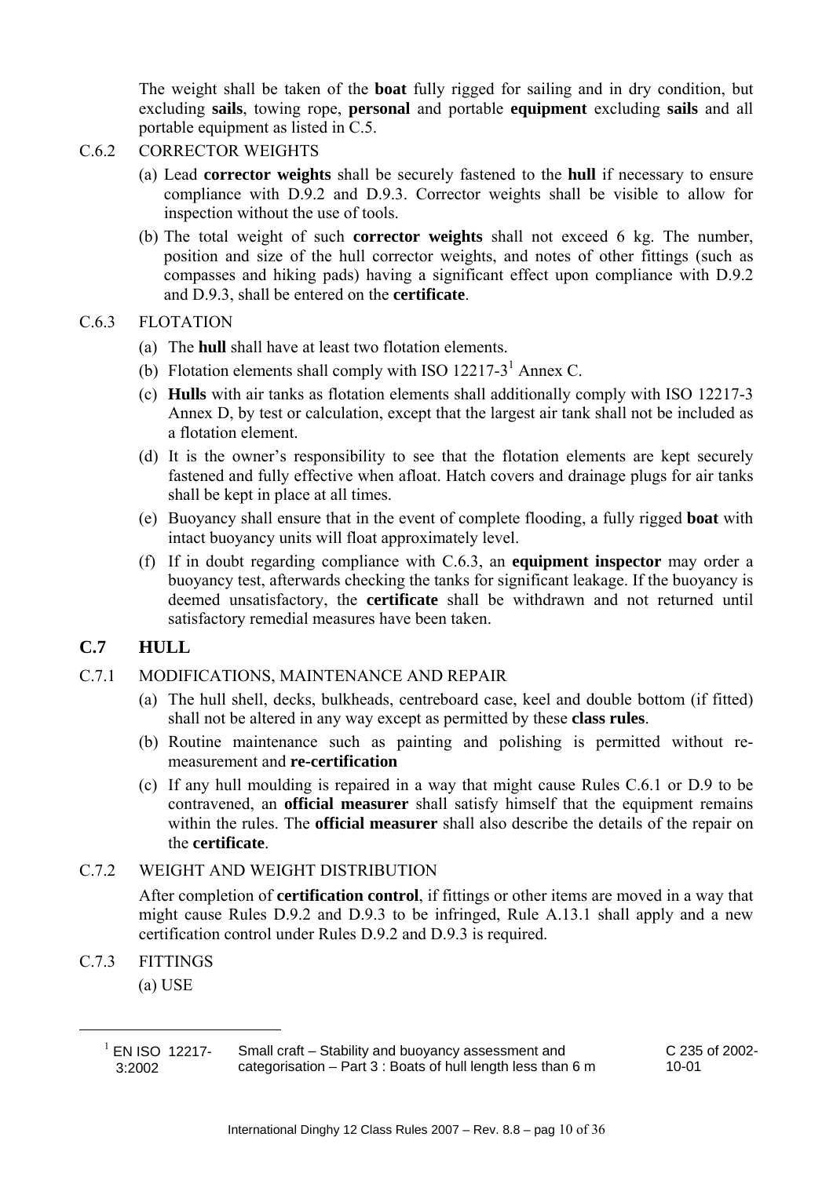The weight shall be taken of the **boat** fully rigged for sailing and in dry condition, but excluding **sails**, towing rope, **personal** and portable **equipment** excluding **sails** and all portable equipment as listed in C.5.

C.6.2 CORRECTOR WEIGHTS

(a) Lead **corrector weights** shall be securely fastened to the **hull** if necessary to ensure compliance with D.9.2 and D.9.3. Corrector weights shall be visible to allow for inspection without the use of tools.

(b) The total weight of such **corrector weights** shall not exceed 6 kg. The number, position and size of the hull corrector weights, and notes of other fittings (such as compasses and hiking pads) having a significant effect upon compliance with D.9.2 and D.9.3, shall be entered on the **certificate**.

C.6.3 FLOTATION

(a) The **hull** shall have at least two flotation elements.

(b) Flotation elements shall comply with ISO 12217-3[1] Annex C.

(c) **Hulls** with air tanks as flotation elements shall additionally comply with ISO 12217-3 Annex D, by test or calculation, except that the largest air tank shall not be included as a flotation element.

(d) It is the owner's responsibility to see that the flotation elements are kept securely fastened and fully effective when afloat. Hatch covers and drainage plugs for air tanks shall be kept in place at all times.

(e) Buoyancy shall ensure that in the event of complete flooding, a fully rigged **boat** with intact buoyancy units will float approximately level.

(f) If in doubt regarding compliance with C.6.3, an **equipment inspector** may order a buoyancy test, afterwards checking the tanks for significant leakage. If the buoyancy is deemed unsatisfactory, the **certificate** shall be withdrawn and not returned until satisfactory remedial measures have been taken.

## C.7 HULL

C.7.1 MODIFICATIONS, MAINTENANCE AND REPAIR

(a) The hull shell, decks, bulkheads, centreboard case, keel and double bottom (if fitted) shall not be altered in any way except as permitted by these **class rules**.

(b) Routine maintenance such as painting and polishing is permitted without re-measurement and **re-certification**

(c) If any hull moulding is repaired in a way that might cause Rules C.6.1 or D.9 to be contravened, an **official measurer** shall satisfy himself that the equipment remains within the rules. The **official measurer** shall also describe the details of the repair on the **certificate**.

C.7.2 WEIGHT AND WEIGHT DISTRIBUTION

After completion of **certification control**, if fittings or other items are moved in a way that might cause Rules D.9.2 and D.9.3 to be infringed, Rule A.13.1 shall apply and a new certification control under Rules D.9.2 and D.9.3 is required.

C.7.3 FITTINGS

(a) USE

---

[1] EN ISO 12217-3:2002 — Small craft – Stability and buoyancy assessment and categorisation – Part 3 : Boats of hull length less than 6 m — C 235 of 2002-10-01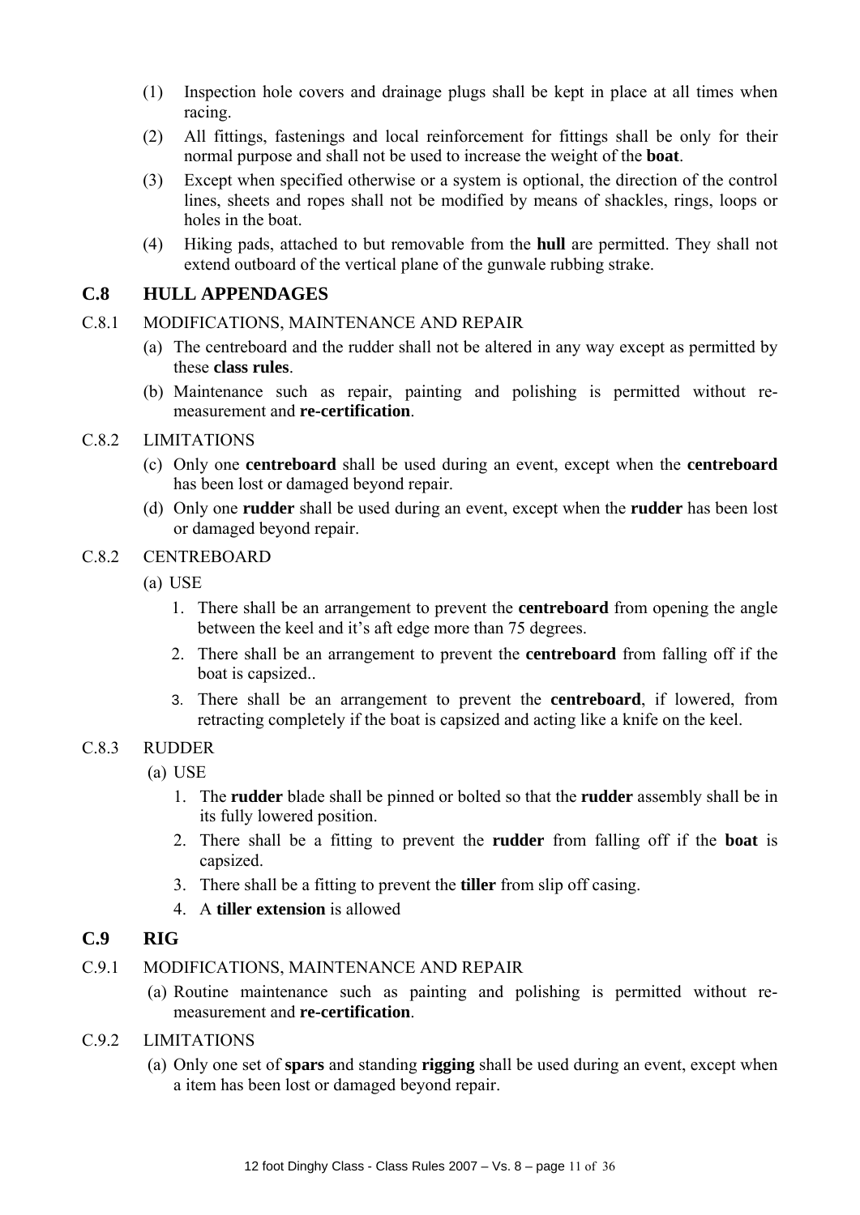(1) Inspection hole covers and drainage plugs shall be kept in place at all times when racing.

(2) All fittings, fastenings and local reinforcement for fittings shall be only for their normal purpose and shall not be used to increase the weight of the **boat**.

(3) Except when specified otherwise or a system is optional, the direction of the control lines, sheets and ropes shall not be modified by means of shackles, rings, loops or holes in the boat.

(4) Hiking pads, attached to but removable from the **hull** are permitted. They shall not extend outboard of the vertical plane of the gunwale rubbing strake.

## C.8 HULL APPENDAGES

C.8.1 MODIFICATIONS, MAINTENANCE AND REPAIR

(a) The centreboard and the rudder shall not be altered in any way except as permitted by these **class rules**.

(b) Maintenance such as repair, painting and polishing is permitted without re-measurement and **re-certification**.

C.8.2 LIMITATIONS

(c) Only one **centreboard** shall be used during an event, except when the **centreboard** has been lost or damaged beyond repair.

(d) Only one **rudder** shall be used during an event, except when the **rudder** has been lost or damaged beyond repair.

C.8.2 CENTREBOARD

(a) USE

1. There shall be an arrangement to prevent the **centreboard** from opening the angle between the keel and it's aft edge more than 75 degrees.
2. There shall be an arrangement to prevent the **centreboard** from falling off if the boat is capsized..
3. There shall be an arrangement to prevent the **centreboard**, if lowered, from retracting completely if the boat is capsized and acting like a knife on the keel.

C.8.3 RUDDER

(a) USE

1. The **rudder** blade shall be pinned or bolted so that the **rudder** assembly shall be in its fully lowered position.
2. There shall be a fitting to prevent the **rudder** from falling off if the **boat** is capsized.
3. There shall be a fitting to prevent the **tiller** from slip off casing.
4. A **tiller extension** is allowed

## C.9 RIG

C.9.1 MODIFICATIONS, MAINTENANCE AND REPAIR

(a) Routine maintenance such as painting and polishing is permitted without re-measurement and **re-certification**.

C.9.2 LIMITATIONS

(a) Only one set of **spars** and standing **rigging** shall be used during an event, except when a item has been lost or damaged beyond repair.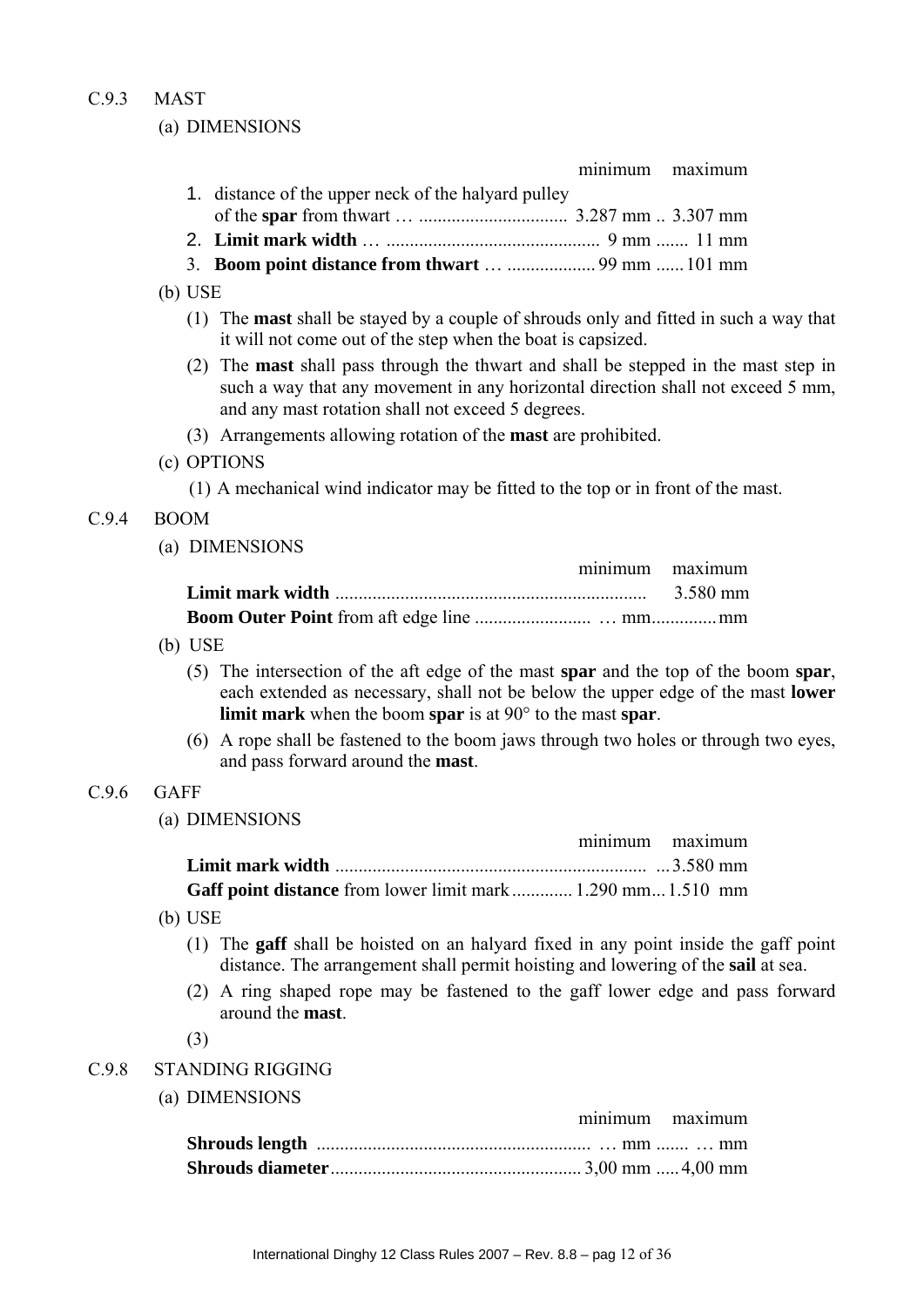C.9.3 MAST

(a) DIMENSIONS

| | minimum | maximum |
|---|---|---|
| 1. distance of the upper neck of the halyard pulley of the **spar** from thwart … | 3.287 mm | 3.307 mm |
| 2. **Limit mark width** … | 9 mm | 11 mm |
| 3. **Boom point distance from thwart** … | 99 mm | 101 mm |

(b) USE

(1) The **mast** shall be stayed by a couple of shrouds only and fitted in such a way that it will not come out of the step when the boat is capsized.

(2) The **mast** shall pass through the thwart and shall be stepped in the mast step in such a way that any movement in any horizontal direction shall not exceed 5 mm, and any mast rotation shall not exceed 5 degrees.

(3) Arrangements allowing rotation of the **mast** are prohibited.

(c) OPTIONS

(1) A mechanical wind indicator may be fitted to the top or in front of the mast.

C.9.4 BOOM

(a) DIMENSIONS

| | minimum | maximum |
|---|---|---|
| **Limit mark width** | | 3.580 mm |
| **Boom Outer Point** from aft edge line | … mm | mm |

(b) USE

(5) The intersection of the aft edge of the mast **spar** and the top of the boom **spar**, each extended as necessary, shall not be below the upper edge of the mast **lower limit mark** when the boom **spar** is at 90° to the mast **spar**.

(6) A rope shall be fastened to the boom jaws through two holes or through two eyes, and pass forward around the **mast**.

C.9.6 GAFF

(a) DIMENSIONS

| | minimum | maximum |
|---|---|---|
| **Limit mark width** | | 3.580 mm |
| **Gaff point distance** from lower limit mark | 1.290 mm | 1.510 mm |

(b) USE

(1) The **gaff** shall be hoisted on an halyard fixed in any point inside the gaff point distance. The arrangement shall permit hoisting and lowering of the **sail** at sea.

(2) A ring shaped rope may be fastened to the gaff lower edge and pass forward around the **mast**.

(3)

C.9.8 STANDING RIGGING

(a) DIMENSIONS

| | minimum | maximum |
|---|---|---|
| **Shrouds length** | … mm | … mm |
| **Shrouds diameter** | 3,00 mm | 4,00 mm |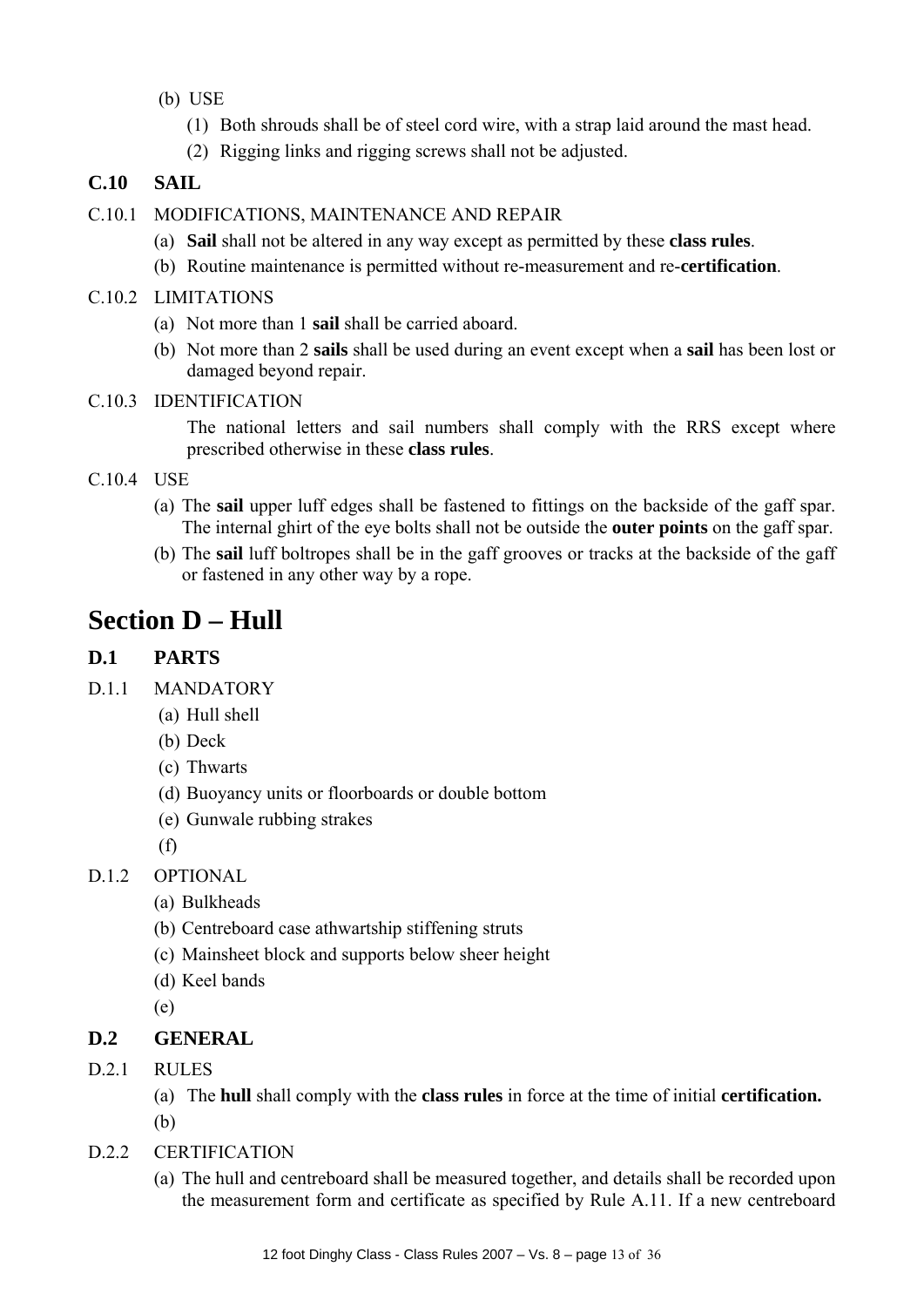(b) USE

(1) Both shrouds shall be of steel cord wire, with a strap laid around the mast head.

(2) Rigging links and rigging screws shall not be adjusted.

### C.10 SAIL

C.10.1 MODIFICATIONS, MAINTENANCE AND REPAIR

(a) **Sail** shall not be altered in any way except as permitted by these **class rules**.

(b) Routine maintenance is permitted without re-measurement and re-**certification**.

C.10.2 LIMITATIONS

(a) Not more than 1 **sail** shall be carried aboard.

(b) Not more than 2 **sails** shall be used during an event except when a **sail** has been lost or damaged beyond repair.

C.10.3 IDENTIFICATION

The national letters and sail numbers shall comply with the RRS except where prescribed otherwise in these **class rules**.

C.10.4 USE

(a) The **sail** upper luff edges shall be fastened to fittings on the backside of the gaff spar. The internal ghirt of the eye bolts shall not be outside the **outer points** on the gaff spar.

(b) The **sail** luff boltropes shall be in the gaff grooves or tracks at the backside of the gaff or fastened in any other way by a rope.

## Section D – Hull

### D.1 PARTS

D.1.1 MANDATORY

(a) Hull shell

(b) Deck

(c) Thwarts

(d) Buoyancy units or floorboards or double bottom

(e) Gunwale rubbing strakes

(f)

D.1.2 OPTIONAL

(a) Bulkheads

(b) Centreboard case athwartship stiffening struts

(c) Mainsheet block and supports below sheer height

(d) Keel bands

(e)

### D.2 GENERAL

D.2.1 RULES

(a) The **hull** shall comply with the **class rules** in force at the time of initial **certification.**

(b)

D.2.2 CERTIFICATION

(a) The hull and centreboard shall be measured together, and details shall be recorded upon the measurement form and certificate as specified by Rule A.11. If a new centreboard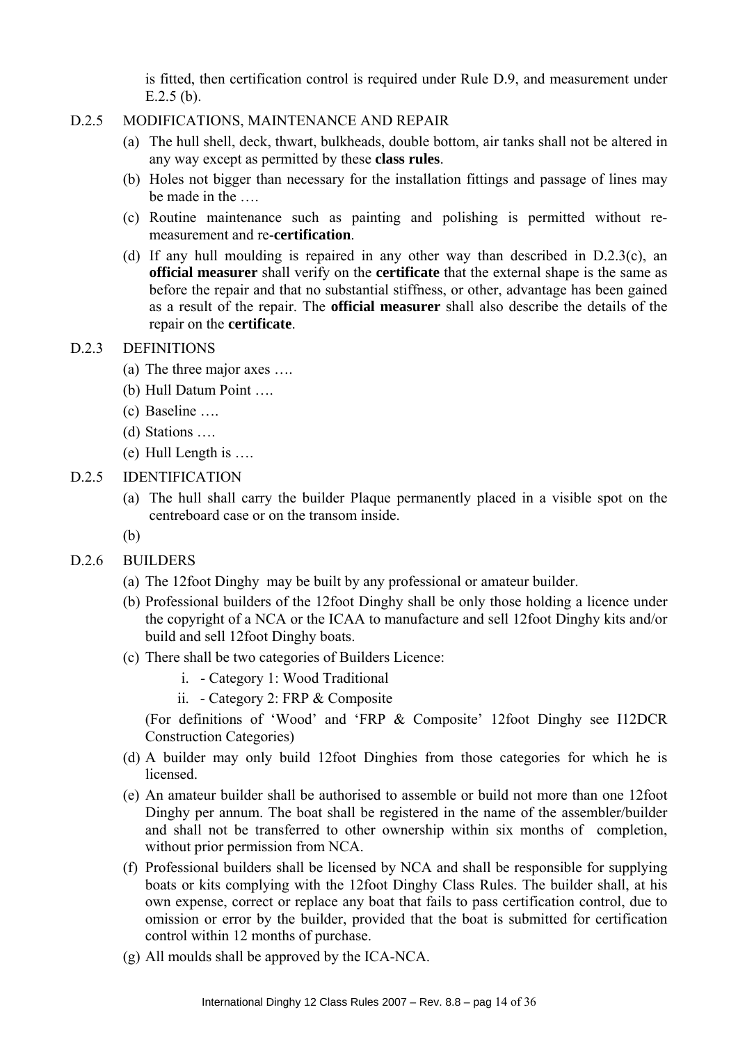is fitted, then certification control is required under Rule D.9, and measurement under E.2.5 (b).

D.2.5 MODIFICATIONS, MAINTENANCE AND REPAIR

(a) The hull shell, deck, thwart, bulkheads, double bottom, air tanks shall not be altered in any way except as permitted by these **class rules**.

(b) Holes not bigger than necessary for the installation fittings and passage of lines may be made in the ….

(c) Routine maintenance such as painting and polishing is permitted without re-measurement and re-**certification**.

(d) If any hull moulding is repaired in any other way than described in D.2.3(c), an **official measurer** shall verify on the **certificate** that the external shape is the same as before the repair and that no substantial stiffness, or other, advantage has been gained as a result of the repair. The **official measurer** shall also describe the details of the repair on the **certificate**.

D.2.3 DEFINITIONS

(a) The three major axes ….

(b) Hull Datum Point ….

(c) Baseline ….

(d) Stations ….

(e) Hull Length is ….

D.2.5 IDENTIFICATION

(a) The hull shall carry the builder Plaque permanently placed in a visible spot on the centreboard case or on the transom inside.

(b)

D.2.6 BUILDERS

(a) The 12foot Dinghy may be built by any professional or amateur builder.

(b) Professional builders of the 12foot Dinghy shall be only those holding a licence under the copyright of a NCA or the ICAA to manufacture and sell 12foot Dinghy kits and/or build and sell 12foot Dinghy boats.

(c) There shall be two categories of Builders Licence:

   i. - Category 1: Wood Traditional

   ii. - Category 2: FRP & Composite

   (For definitions of 'Wood' and 'FRP & Composite' 12foot Dinghy see I12DCR Construction Categories)

(d) A builder may only build 12foot Dinghies from those categories for which he is licensed.

(e) An amateur builder shall be authorised to assemble or build not more than one 12foot Dinghy per annum. The boat shall be registered in the name of the assembler/builder and shall not be transferred to other ownership within six months of completion, without prior permission from NCA.

(f) Professional builders shall be licensed by NCA and shall be responsible for supplying boats or kits complying with the 12foot Dinghy Class Rules. The builder shall, at his own expense, correct or replace any boat that fails to pass certification control, due to omission or error by the builder, provided that the boat is submitted for certification control within 12 months of purchase.

(g) All moulds shall be approved by the ICA-NCA.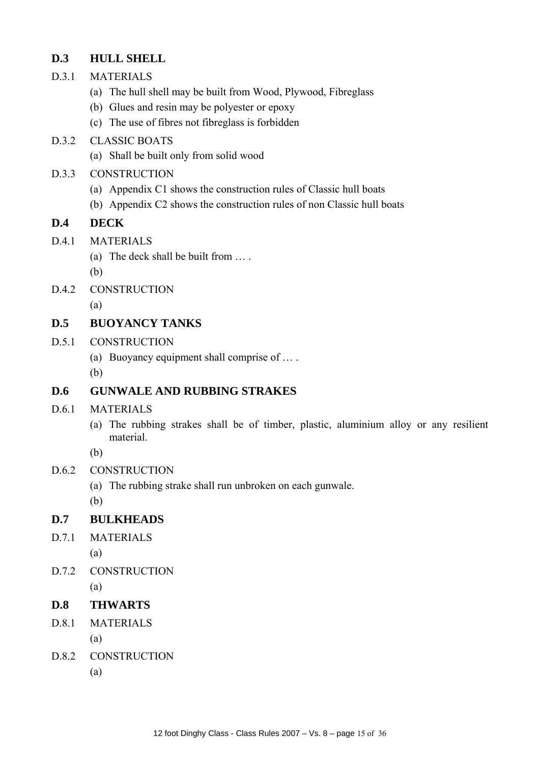## D.3 HULL SHELL

D.3.1 MATERIALS

(a) The hull shell may be built from Wood, Plywood, Fibreglass

(b) Glues and resin may be polyester or epoxy

(c) The use of fibres not fibreglass is forbidden

D.3.2 CLASSIC BOATS

(a) Shall be built only from solid wood

D.3.3 CONSTRUCTION

(a) Appendix C1 shows the construction rules of Classic hull boats

(b) Appendix C2 shows the construction rules of non Classic hull boats

## D.4 DECK

D.4.1 MATERIALS

(a) The deck shall be built from … .

(b)

D.4.2 CONSTRUCTION

(a)

## D.5 BUOYANCY TANKS

D.5.1 CONSTRUCTION

(a) Buoyancy equipment shall comprise of … .

(b)

## D.6 GUNWALE AND RUBBING STRAKES

D.6.1 MATERIALS

(a) The rubbing strakes shall be of timber, plastic, aluminium alloy or any resilient material.

(b)

D.6.2 CONSTRUCTION

(a) The rubbing strake shall run unbroken on each gunwale.

(b)

## D.7 BULKHEADS

D.7.1 MATERIALS

(a)

D.7.2 CONSTRUCTION

(a)

## D.8 THWARTS

D.8.1 MATERIALS

(a)

D.8.2 CONSTRUCTION

(a)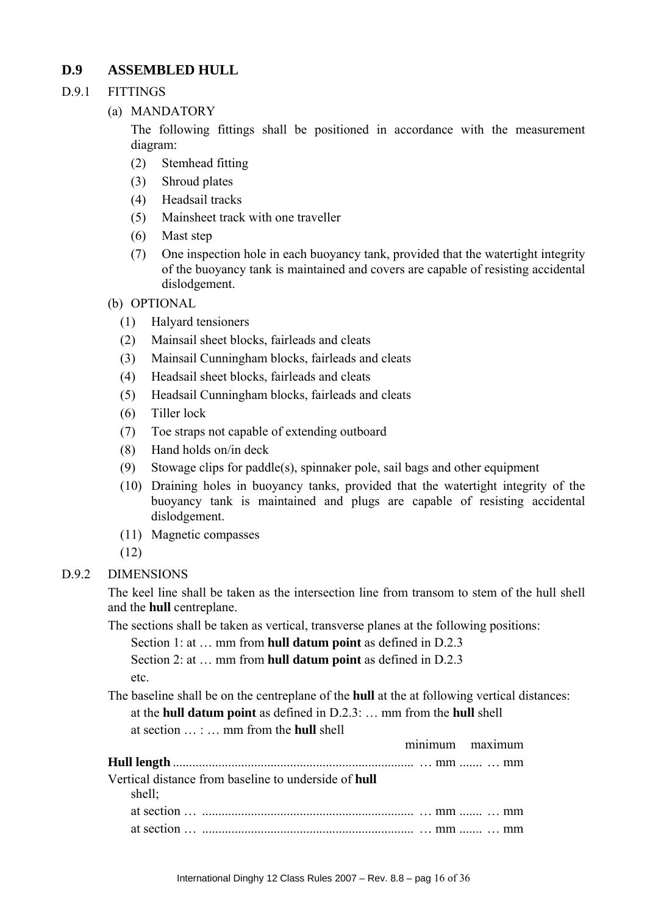## D.9 ASSEMBLED HULL

D.9.1 FITTINGS

(a) MANDATORY

The following fittings shall be positioned in accordance with the measurement diagram:

(2) Stemhead fitting
(3) Shroud plates
(4) Headsail tracks
(5) Mainsheet track with one traveller
(6) Mast step
(7) One inspection hole in each buoyancy tank, provided that the watertight integrity of the buoyancy tank is maintained and covers are capable of resisting accidental dislodgement.

(b) OPTIONAL

(1) Halyard tensioners
(2) Mainsail sheet blocks, fairleads and cleats
(3) Mainsail Cunningham blocks, fairleads and cleats
(4) Headsail sheet blocks, fairleads and cleats
(5) Headsail Cunningham blocks, fairleads and cleats
(6) Tiller lock
(7) Toe straps not capable of extending outboard
(8) Hand holds on/in deck
(9) Stowage clips for paddle(s), spinnaker pole, sail bags and other equipment
(10) Draining holes in buoyancy tanks, provided that the watertight integrity of the buoyancy tank is maintained and plugs are capable of resisting accidental dislodgement.
(11) Magnetic compasses
(12)

D.9.2 DIMENSIONS

The keel line shall be taken as the intersection line from transom to stem of the hull shell and the **hull** centreplane.

The sections shall be taken as vertical, transverse planes at the following positions:

Section 1: at … mm from **hull datum point** as defined in D.2.3

Section 2: at … mm from **hull datum point** as defined in D.2.3

etc.

The baseline shall be on the centreplane of the **hull** at the at following vertical distances:

at the **hull datum point** as defined in D.2.3: … mm from the **hull** shell

at section … : … mm from the **hull** shell

| | minimum | maximum |
|---|---|---|
| **Hull length** | … mm | … mm |
| Vertical distance from baseline to underside of **hull** shell; | | |
| at section … | … mm | … mm |
| at section … | … mm | … mm |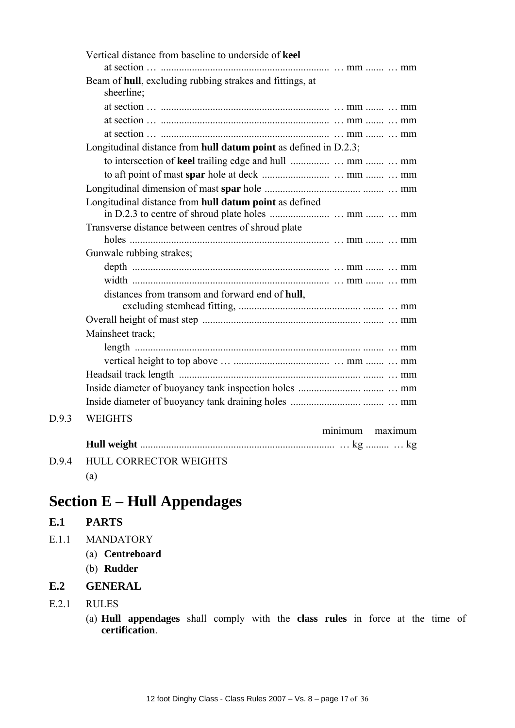Vertical distance from baseline to underside of **keel**
at section … ................................................................ … mm ....... … mm

Beam of **hull**, excluding rubbing strakes and fittings, at sheerline;
at section … ................................................................ … mm ....... … mm
at section … ................................................................ … mm ....... … mm
at section … ................................................................ … mm ....... … mm

Longitudinal distance from **hull datum point** as defined in D.2.3;
to intersection of **keel** trailing edge and hull ............... … mm ....... … mm
to aft point of mast **spar** hole at deck .......................... … mm ....... … mm

Longitudinal dimension of mast **spar** hole .................................... ........ … mm

Longitudinal distance from **hull datum point** as defined in D.2.3 to centre of shroud plate holes ....................... … mm ....... … mm

Transverse distance between centres of shroud plate holes ............................................................................ … mm ....... … mm

Gunwale rubbing strakes;
depth ........................................................................... … mm ....... … mm
width ........................................................................... … mm ....... … mm
distances from transom and forward end of **hull**, excluding stemhead fitting, .............................................. ........ … mm

Overall height of mast step ............................................................ ........ … mm

Mainsheet track;
length ...................................................................................... ........ … mm
vertical height to top above … ..................................... … mm ....... … mm

Headsail track length ..................................................................... ........ … mm

Inside diameter of buoyancy tank inspection holes ....................... ........ … mm

Inside diameter of buoyancy tank draining holes .......................... ........ … mm

D.9.3 WEIGHTS

| | minimum | maximum |
|---|---|---|
| **Hull weight** .......................................................................... | … kg ......... | … kg |

D.9.4 HULL CORRECTOR WEIGHTS

(a)

# Section E – Hull Appendages

## E.1 PARTS

E.1.1 MANDATORY

(a) **Centreboard**
(b) **Rudder**

## E.2 GENERAL

E.2.1 RULES

(a) **Hull appendages** shall comply with the **class rules** in force at the time of **certification**.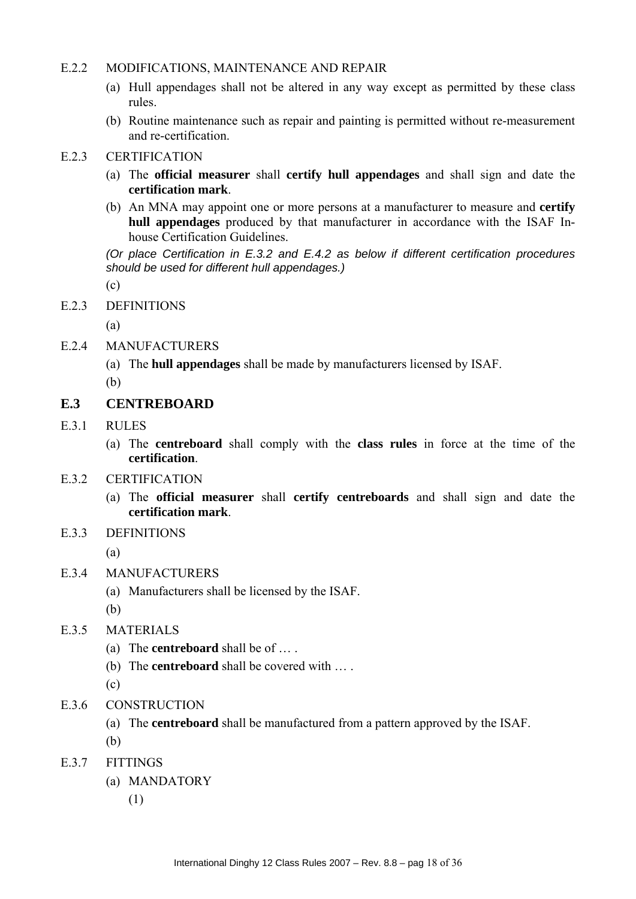E.2.2 MODIFICATIONS, MAINTENANCE AND REPAIR

(a) Hull appendages shall not be altered in any way except as permitted by these class rules.

(b) Routine maintenance such as repair and painting is permitted without re-measurement and re-certification.

E.2.3 CERTIFICATION

(a) The **official measurer** shall **certify hull appendages** and shall sign and date the **certification mark**.

(b) An MNA may appoint one or more persons at a manufacturer to measure and **certify hull appendages** produced by that manufacturer in accordance with the ISAF In-house Certification Guidelines.

*(Or place Certification in E.3.2 and E.4.2 as below if different certification procedures should be used for different hull appendages.)*

(c)

E.2.3 DEFINITIONS

(a)

E.2.4 MANUFACTURERS

(a) The **hull appendages** shall be made by manufacturers licensed by ISAF.

(b)

## E.3 CENTREBOARD

E.3.1 RULES

(a) The **centreboard** shall comply with the **class rules** in force at the time of the **certification**.

E.3.2 CERTIFICATION

(a) The **official measurer** shall **certify centreboards** and shall sign and date the **certification mark**.

E.3.3 DEFINITIONS

(a)

E.3.4 MANUFACTURERS

(a) Manufacturers shall be licensed by the ISAF.

(b)

E.3.5 MATERIALS

(a) The **centreboard** shall be of … .

(b) The **centreboard** shall be covered with … .

(c)

E.3.6 CONSTRUCTION

(a) The **centreboard** shall be manufactured from a pattern approved by the ISAF.

(b)

E.3.7 FITTINGS

(a) MANDATORY

(1)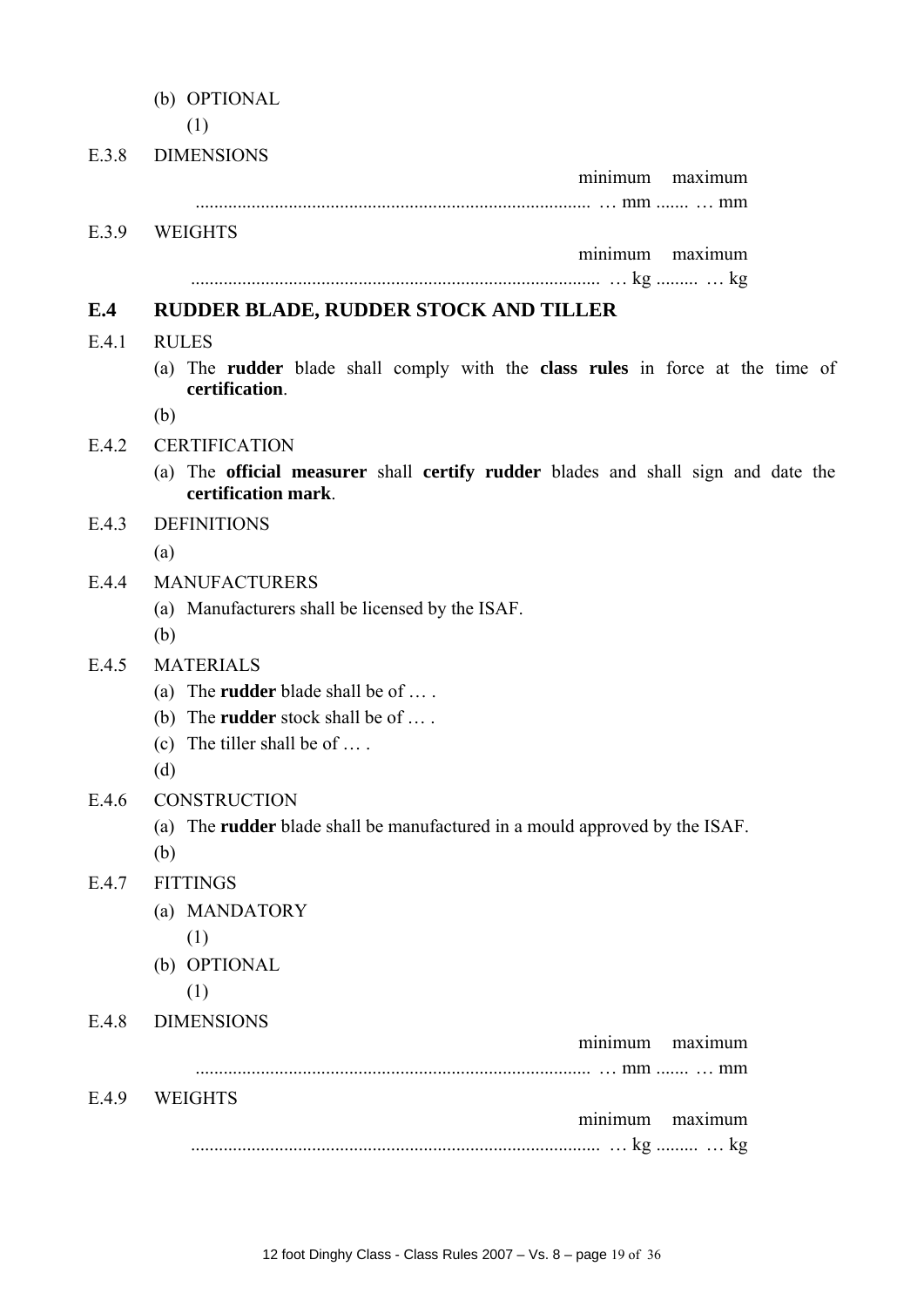(b) OPTIONAL

(1)

E.3.8 DIMENSIONS

| | minimum | maximum |
|---|---|---|
| ................................................................................... | … mm ....... | … mm |

E.3.9 WEIGHTS

| | minimum | maximum |
|---|---|---|
| ....................................................................................... | … kg ......... | … kg |

## E.4 RUDDER BLADE, RUDDER STOCK AND TILLER

E.4.1 RULES

(a) The **rudder** blade shall comply with the **class rules** in force at the time of **certification**.

(b)

E.4.2 CERTIFICATION

(a) The **official measurer** shall **certify rudder** blades and shall sign and date the **certification mark**.

E.4.3 DEFINITIONS

(a)

E.4.4 MANUFACTURERS

(a) Manufacturers shall be licensed by the ISAF.

(b)

E.4.5 MATERIALS

(a) The **rudder** blade shall be of … .

(b) The **rudder** stock shall be of … .

(c) The tiller shall be of … .

(d)

E.4.6 CONSTRUCTION

(a) The **rudder** blade shall be manufactured in a mould approved by the ISAF.

(b)

E.4.7 FITTINGS

(a) MANDATORY

(1)

(b) OPTIONAL

(1)

E.4.8 DIMENSIONS

| | minimum | maximum |
|---|---|---|
| ................................................................................... | … mm ....... | … mm |

E.4.9 WEIGHTS

| | minimum | maximum |
|---|---|---|
| ....................................................................................... | … kg ......... | … kg |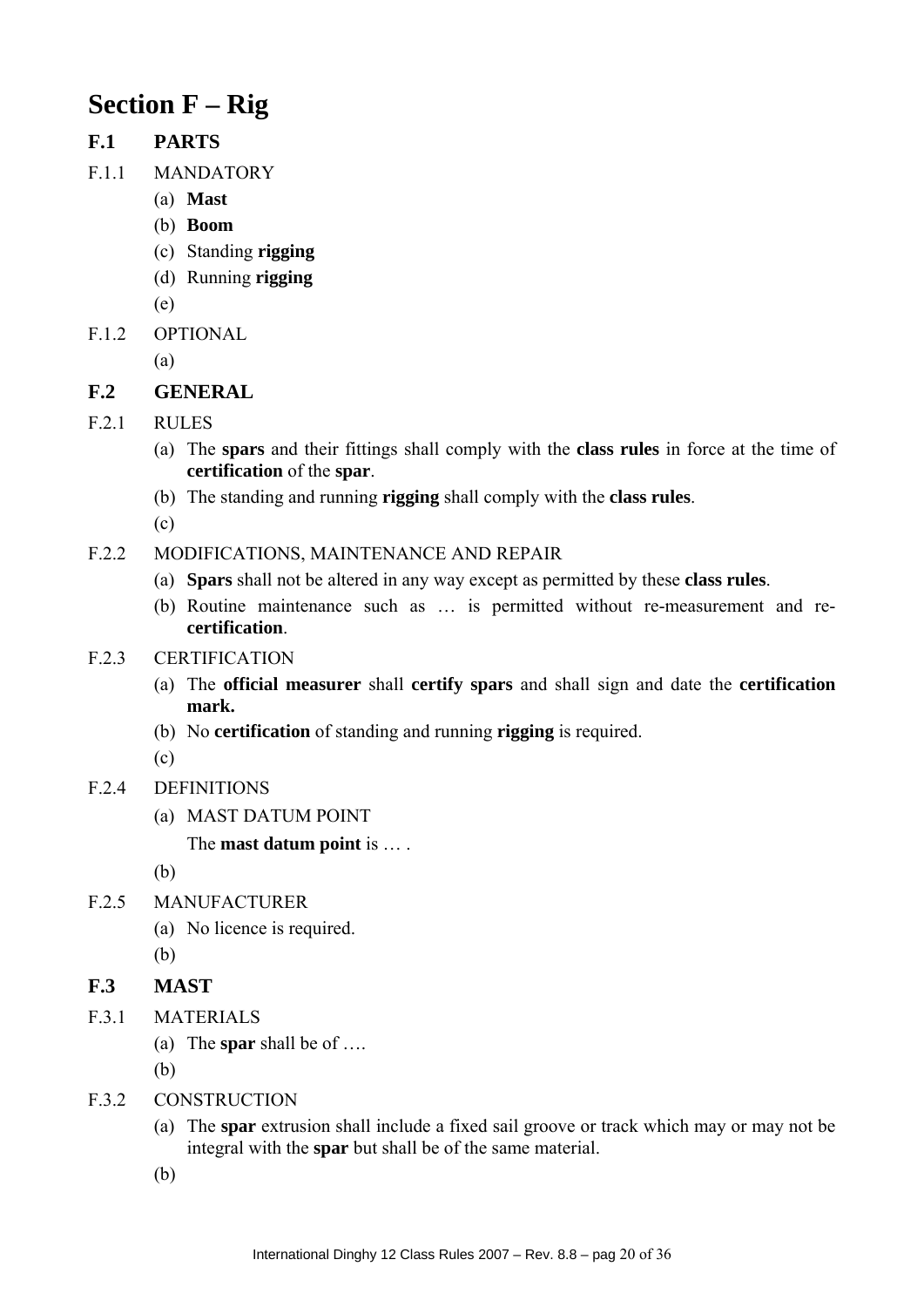# Section F – Rig

## F.1 PARTS

F.1.1 MANDATORY

(a) **Mast**

(b) **Boom**

(c) Standing **rigging**

(d) Running **rigging**

(e)

F.1.2 OPTIONAL

(a)

## F.2 GENERAL

F.2.1 RULES

(a) The **spars** and their fittings shall comply with the **class rules** in force at the time of **certification** of the **spar**.

(b) The standing and running **rigging** shall comply with the **class rules**.

(c)

F.2.2 MODIFICATIONS, MAINTENANCE AND REPAIR

(a) **Spars** shall not be altered in any way except as permitted by these **class rules**.

(b) Routine maintenance such as … is permitted without re-measurement and re-**certification**.

F.2.3 CERTIFICATION

(a) The **official measurer** shall **certify spars** and shall sign and date the **certification mark.**

(b) No **certification** of standing and running **rigging** is required.

(c)

F.2.4 DEFINITIONS

(a) MAST DATUM POINT

The **mast datum point** is … .

(b)

F.2.5 MANUFACTURER

(a) No licence is required.

(b)

## F.3 MAST

F.3.1 MATERIALS

(a) The **spar** shall be of ….

(b)

F.3.2 CONSTRUCTION

(a) The **spar** extrusion shall include a fixed sail groove or track which may or may not be integral with the **spar** but shall be of the same material.

(b)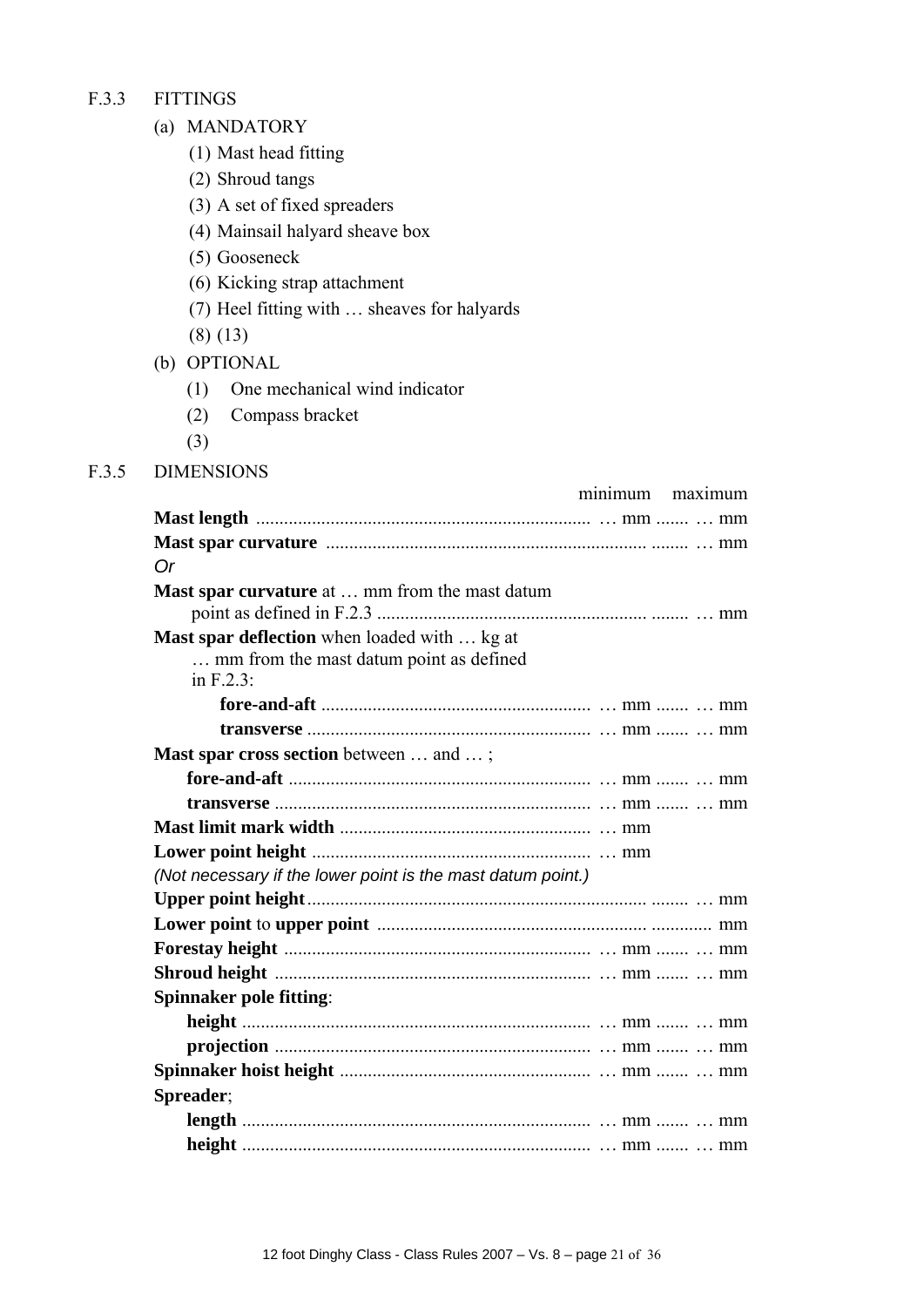## F.3.3 FITTINGS

(a) MANDATORY

(1) Mast head fitting
(2) Shroud tangs
(3) A set of fixed spreaders
(4) Mainsail halyard sheave box
(5) Gooseneck
(6) Kicking strap attachment
(7) Heel fitting with … sheaves for halyards
(8) (13)

(b) OPTIONAL

(1) One mechanical wind indicator
(2) Compass bracket
(3)

## F.3.5 DIMENSIONS

| | minimum | maximum |
|---|---|---|
| **Mast length** | … mm | … mm |
| **Mast spar curvature** | | … mm |
| *Or* | | |
| **Mast spar curvature** at … mm from the mast datum point as defined in F.2.3 | | … mm |
| **Mast spar deflection** when loaded with … kg at … mm from the mast datum point as defined in F.2.3: | | |
| **fore-and-aft** | … mm | … mm |
| **transverse** | … mm | … mm |
| **Mast spar cross section** between … and … ; | | |
| **fore-and-aft** | … mm | … mm |
| **transverse** | … mm | … mm |
| **Mast limit mark width** | … mm | |
| **Lower point height** | … mm | |
| *(Not necessary if the lower point is the mast datum point.)* | | |
| **Upper point height** | | … mm |
| **Lower point** to **upper point** | | mm |
| **Forestay height** | … mm | … mm |
| **Shroud height** | … mm | … mm |
| **Spinnaker pole fitting**: | | |
| **height** | … mm | … mm |
| **projection** | … mm | … mm |
| **Spinnaker hoist height** | … mm | … mm |
| **Spreader**; | | |
| **length** | … mm | … mm |
| **height** | … mm | … mm |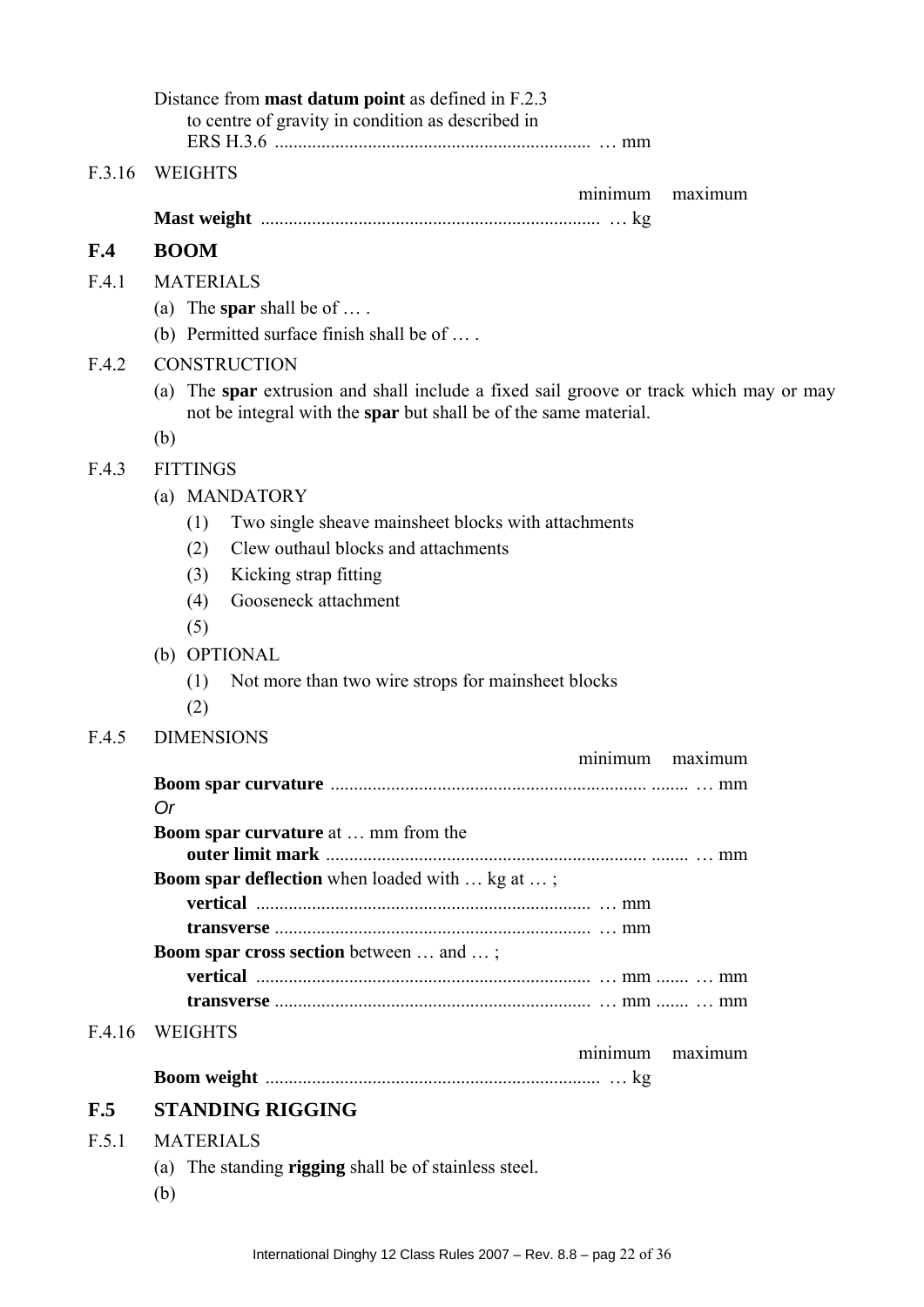Distance from **mast datum point** as defined in F.2.3 to centre of gravity in condition as described in ERS H.3.6 .................................................................. … mm

F.3.16 WEIGHTS

| | minimum | maximum |
|---|---|---|
| **Mast weight** ........................................................................ | … kg | |

## F.4 BOOM

F.4.1 MATERIALS

(a) The **spar** shall be of … .

(b) Permitted surface finish shall be of … .

F.4.2 CONSTRUCTION

(a) The **spar** extrusion and shall include a fixed sail groove or track which may or may not be integral with the **spar** but shall be of the same material.

(b)

F.4.3 FITTINGS

(a) MANDATORY

(1) Two single sheave mainsheet blocks with attachments

(2) Clew outhaul blocks and attachments

(3) Kicking strap fitting

(4) Gooseneck attachment

(5)

(b) OPTIONAL

(1) Not more than two wire strops for mainsheet blocks

(2)

F.4.5 DIMENSIONS

| | minimum | maximum |
|---|---|---|
| **Boom spar curvature** .................................................................... | ........ | … mm |
| *Or* | | |
| **Boom spar curvature** at … mm from the **outer limit mark** .................................................................... | ........ | … mm |
| **Boom spar deflection** when loaded with … kg at … ; | | |
| **vertical** ........................................................................ | … mm | |
| **transverse** .................................................................... | … mm | |
| **Boom spar cross section** between … and … ; | | |
| **vertical** ........................................................................ | … mm ....... | … mm |
| **transverse** .................................................................... | … mm ....... | … mm |

F.4.16 WEIGHTS

| | minimum | maximum |
|---|---|---|
| **Boom weight** ....................................................................... | … kg | |

## F.5 STANDING RIGGING

F.5.1 MATERIALS

(a) The standing **rigging** shall be of stainless steel.

(b)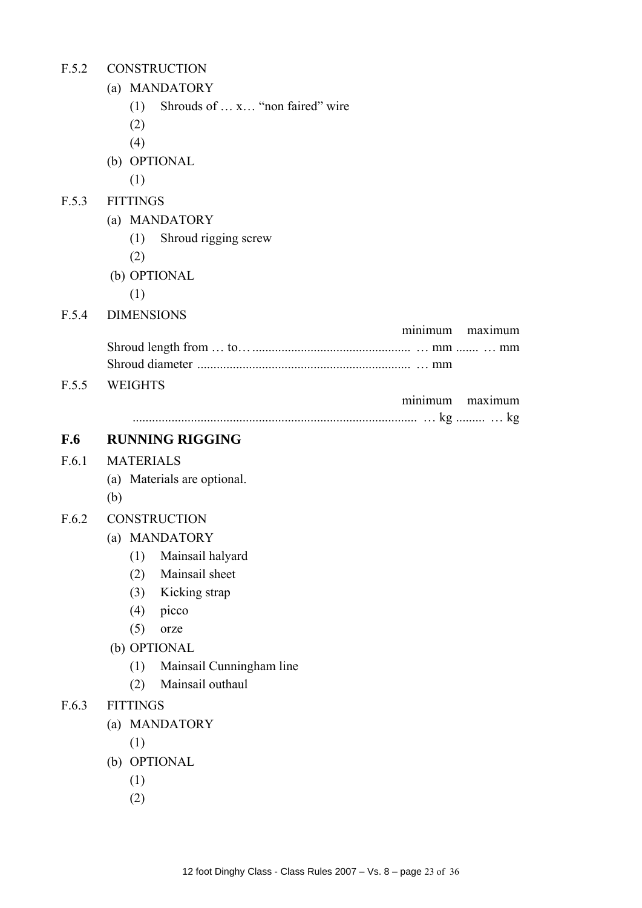F.5.2 CONSTRUCTION

(a) MANDATORY

(1) Shrouds of … x… "non faired" wire

(2)

(4)

(b) OPTIONAL

(1)

F.5.3 FITTINGS

(a) MANDATORY

(1) Shroud rigging screw

(2)

(b) OPTIONAL

(1)

F.5.4 DIMENSIONS

| | minimum | maximum |
|---|---|---|
| Shroud length from … to… | … mm | … mm |
| Shroud diameter | … mm | |

F.5.5 WEIGHTS

| | minimum | maximum |
|---|---|---|
| | … kg | … kg |

## F.6 RUNNING RIGGING

F.6.1 MATERIALS

(a) Materials are optional.

(b)

F.6.2 CONSTRUCTION

(a) MANDATORY

(1) Mainsail halyard

(2) Mainsail sheet

(3) Kicking strap

(4) picco

(5) orze

(b) OPTIONAL

(1) Mainsail Cunningham line

(2) Mainsail outhaul

F.6.3 FITTINGS

(a) MANDATORY

(1)

(b) OPTIONAL

(1)

(2)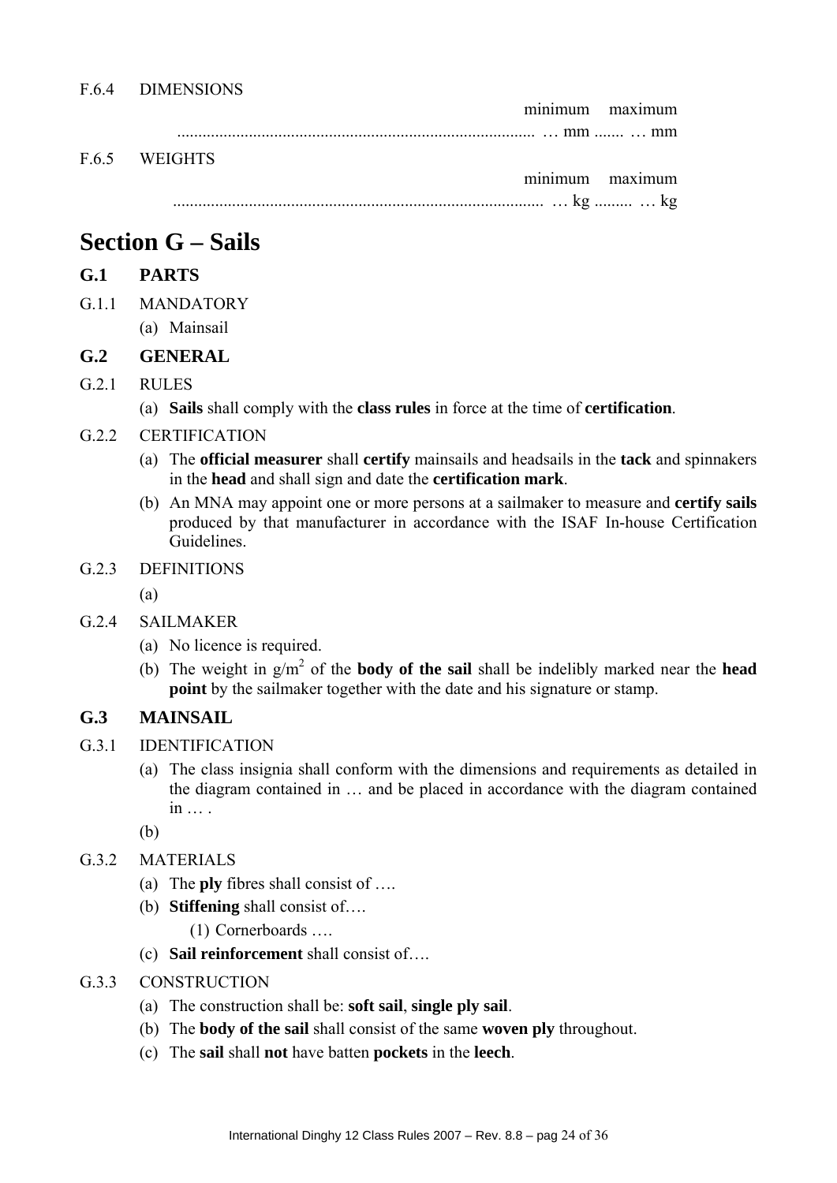F.6.4 DIMENSIONS

| | minimum | maximum |
|---|---|---|
| ........................................................................................ | … mm ....... | … mm |

F.6.5 WEIGHTS

| | minimum | maximum |
|---|---|---|
| ........................................................................................ | … kg ......... | … kg |

# Section G – Sails

## G.1 PARTS

G.1.1 MANDATORY

(a) Mainsail

## G.2 GENERAL

G.2.1 RULES

(a) **Sails** shall comply with the **class rules** in force at the time of **certification**.

G.2.2 CERTIFICATION

(a) The **official measurer** shall **certify** mainsails and headsails in the **tack** and spinnakers in the **head** and shall sign and date the **certification mark**.

(b) An MNA may appoint one or more persons at a sailmaker to measure and **certify sails** produced by that manufacturer in accordance with the ISAF In-house Certification Guidelines.

G.2.3 DEFINITIONS

(a)

G.2.4 SAILMAKER

(a) No licence is required.

(b) The weight in $g/m^2$ of the **body of the sail** shall be indelibly marked near the **head point** by the sailmaker together with the date and his signature or stamp.

## G.3 MAINSAIL

G.3.1 IDENTIFICATION

(a) The class insignia shall conform with the dimensions and requirements as detailed in the diagram contained in … and be placed in accordance with the diagram contained in … .

(b)

G.3.2 MATERIALS

(a) The **ply** fibres shall consist of ….

(b) **Stiffening** shall consist of….

(1) Cornerboards ….

(c) **Sail reinforcement** shall consist of….

G.3.3 CONSTRUCTION

(a) The construction shall be: **soft sail**, **single ply sail**.

(b) The **body of the sail** shall consist of the same **woven ply** throughout.

(c) The **sail** shall **not** have batten **pockets** in the **leech**.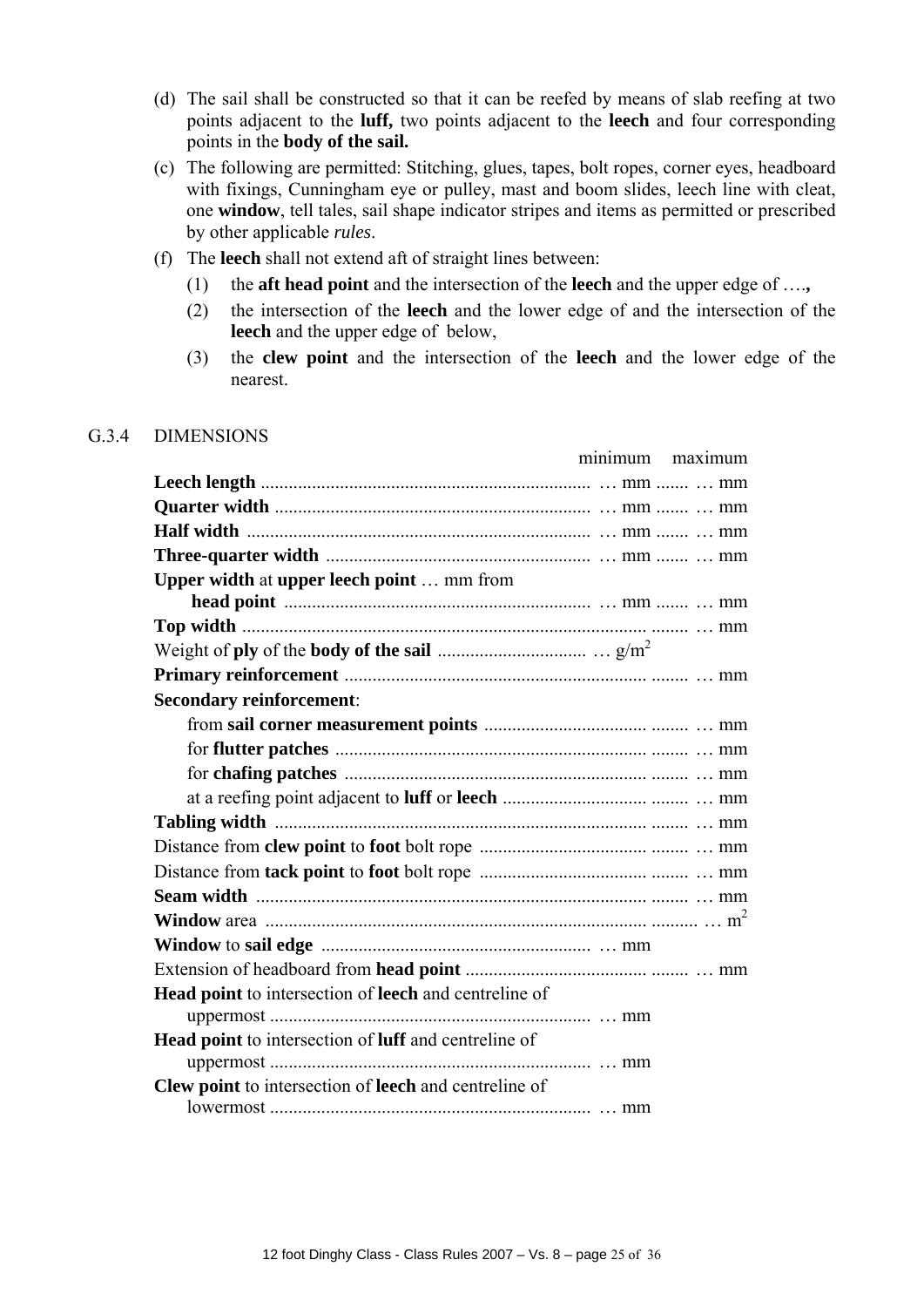(d) The sail shall be constructed so that it can be reefed by means of slab reefing at two points adjacent to the **luff,** two points adjacent to the **leech** and four corresponding points in the **body of the sail.**

(c) The following are permitted: Stitching, glues, tapes, bolt ropes, corner eyes, headboard with fixings, Cunningham eye or pulley, mast and boom slides, leech line with cleat, one **window**, tell tales, sail shape indicator stripes and items as permitted or prescribed by other applicable *rules*.

(f) The **leech** shall not extend aft of straight lines between:

(1) the **aft head point** and the intersection of the **leech** and the upper edge of ….**,**

(2) the intersection of the **leech** and the lower edge of and the intersection of the **leech** and the upper edge of below,

(3) the **clew point** and the intersection of the **leech** and the lower edge of the nearest.

## G.3.4 DIMENSIONS

| | minimum | maximum |
|---|---|---|
| **Leech length** | … mm | … mm |
| **Quarter width** | … mm | … mm |
| **Half width** | … mm | … mm |
| **Three-quarter width** | … mm | … mm |
| **Upper width** at **upper leech point** … mm from **head point** | … mm | … mm |
| **Top width** | | … mm |
| Weight of **ply** of the **body of the sail** | … g/m$^2$ | |
| **Primary reinforcement** | | … mm |
| **Secondary reinforcement**: | | |
| from **sail corner measurement points** | | … mm |
| for **flutter patches** | | … mm |
| for **chafing patches** | | … mm |
| at a reefing point adjacent to **luff** or **leech** | | … mm |
| **Tabling width** | | … mm |
| Distance from **clew point** to **foot** bolt rope | | … mm |
| Distance from **tack point** to **foot** bolt rope | | … mm |
| **Seam width** | | … mm |
| **Window** area | | … m$^2$ |
| **Window** to **sail edge** | … mm | |
| Extension of headboard from **head point** | | … mm |
| **Head point** to intersection of **leech** and centreline of uppermost | … mm | |
| **Head point** to intersection of **luff** and centreline of uppermost | … mm | |
| **Clew point** to intersection of **leech** and centreline of lowermost | … mm | |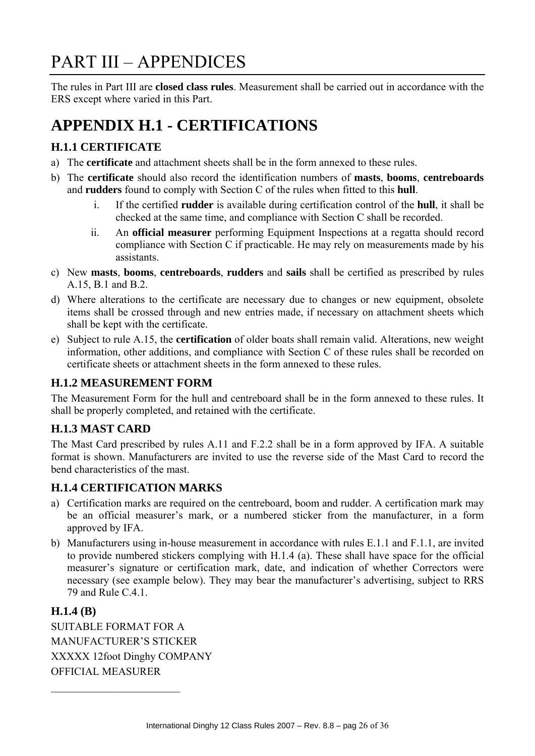# PART III – APPENDICES

The rules in Part III are **closed class rules**. Measurement shall be carried out in accordance with the ERS except where varied in this Part.

## APPENDIX H.1 - CERTIFICATIONS

### H.1.1 CERTIFICATE

a) The **certificate** and attachment sheets shall be in the form annexed to these rules.

b) The **certificate** should also record the identification numbers of **masts**, **booms**, **centreboards** and **rudders** found to comply with Section C of the rules when fitted to this **hull**.

    i. If the certified **rudder** is available during certification control of the **hull**, it shall be checked at the same time, and compliance with Section C shall be recorded.

    ii. An **official measurer** performing Equipment Inspections at a regatta should record compliance with Section C if practicable. He may rely on measurements made by his assistants.

c) New **masts**, **booms**, **centreboards**, **rudders** and **sails** shall be certified as prescribed by rules A.15, B.1 and B.2.

d) Where alterations to the certificate are necessary due to changes or new equipment, obsolete items shall be crossed through and new entries made, if necessary on attachment sheets which shall be kept with the certificate.

e) Subject to rule A.15, the **certification** of older boats shall remain valid. Alterations, new weight information, other additions, and compliance with Section C of these rules shall be recorded on certificate sheets or attachment sheets in the form annexed to these rules.

### H.1.2 MEASUREMENT FORM

The Measurement Form for the hull and centreboard shall be in the form annexed to these rules. It shall be properly completed, and retained with the certificate.

### H.1.3 MAST CARD

The Mast Card prescribed by rules A.11 and F.2.2 shall be in a form approved by IFA. A suitable format is shown. Manufacturers are invited to use the reverse side of the Mast Card to record the bend characteristics of the mast.

### H.1.4 CERTIFICATION MARKS

a) Certification marks are required on the centreboard, boom and rudder. A certification mark may be an official measurer's mark, or a numbered sticker from the manufacturer, in a form approved by IFA.

b) Manufacturers using in-house measurement in accordance with rules E.1.1 and F.1.1, are invited to provide numbered stickers complying with H.1.4 (a). These shall have space for the official measurer's signature or certification mark, date, and indication of whether Correctors were necessary (see example below). They may bear the manufacturer's advertising, subject to RRS 79 and Rule C.4.1.

### H.1.4 (B)

SUITABLE FORMAT FOR A
MANUFACTURER'S STICKER
XXXXX 12foot Dinghy COMPANY
OFFICIAL MEASURER

_________________________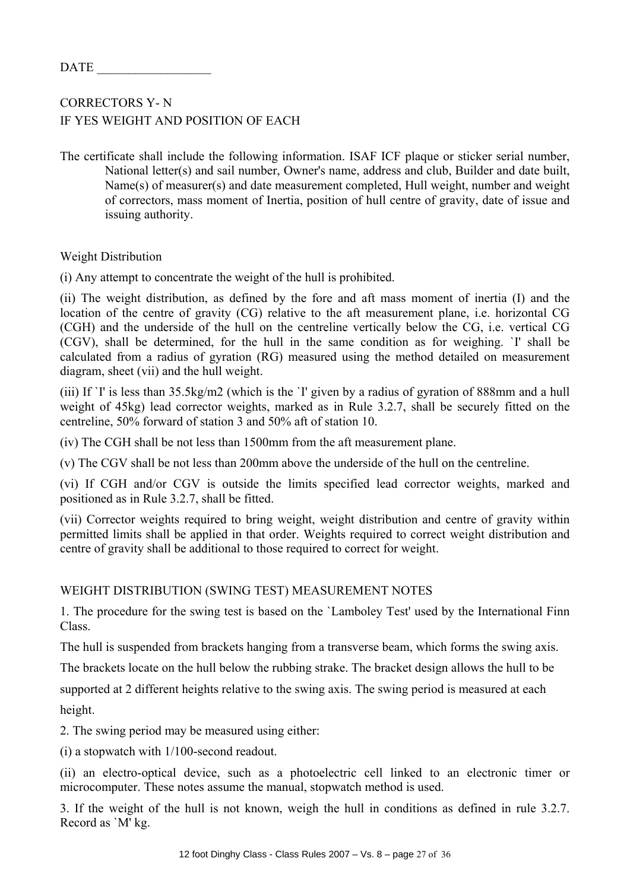DATE __________________

CORRECTORS Y- N
IF YES WEIGHT AND POSITION OF EACH

The certificate shall include the following information. ISAF ICF plaque or sticker serial number, National letter(s) and sail number, Owner's name, address and club, Builder and date built, Name(s) of measurer(s) and date measurement completed, Hull weight, number and weight of correctors, mass moment of Inertia, position of hull centre of gravity, date of issue and issuing authority.

Weight Distribution

(i) Any attempt to concentrate the weight of the hull is prohibited.

(ii) The weight distribution, as defined by the fore and aft mass moment of inertia (I) and the location of the centre of gravity (CG) relative to the aft measurement plane, i.e. horizontal CG (CGH) and the underside of the hull on the centreline vertically below the CG, i.e. vertical CG (CGV), shall be determined, for the hull in the same condition as for weighing. `I' shall be calculated from a radius of gyration (RG) measured using the method detailed on measurement diagram, sheet (vii) and the hull weight.

(iii) If `I' is less than 35.5kg/m2 (which is the `I' given by a radius of gyration of 888mm and a hull weight of 45kg) lead corrector weights, marked as in Rule 3.2.7, shall be securely fitted on the centreline, 50% forward of station 3 and 50% aft of station 10.

(iv) The CGH shall be not less than 1500mm from the aft measurement plane.

(v) The CGV shall be not less than 200mm above the underside of the hull on the centreline.

(vi) If CGH and/or CGV is outside the limits specified lead corrector weights, marked and positioned as in Rule 3.2.7, shall be fitted.

(vii) Corrector weights required to bring weight, weight distribution and centre of gravity within permitted limits shall be applied in that order. Weights required to correct weight distribution and centre of gravity shall be additional to those required to correct for weight.

WEIGHT DISTRIBUTION (SWING TEST) MEASUREMENT NOTES

1. The procedure for the swing test is based on the `Lamboley Test' used by the International Finn Class.

The hull is suspended from brackets hanging from a transverse beam, which forms the swing axis.

The brackets locate on the hull below the rubbing strake. The bracket design allows the hull to be supported at 2 different heights relative to the swing axis. The swing period is measured at each height.

2. The swing period may be measured using either:

(i) a stopwatch with 1/100-second readout.

(ii) an electro-optical device, such as a photoelectric cell linked to an electronic timer or microcomputer. These notes assume the manual, stopwatch method is used.

3. If the weight of the hull is not known, weigh the hull in conditions as defined in rule 3.2.7. Record as `M' kg.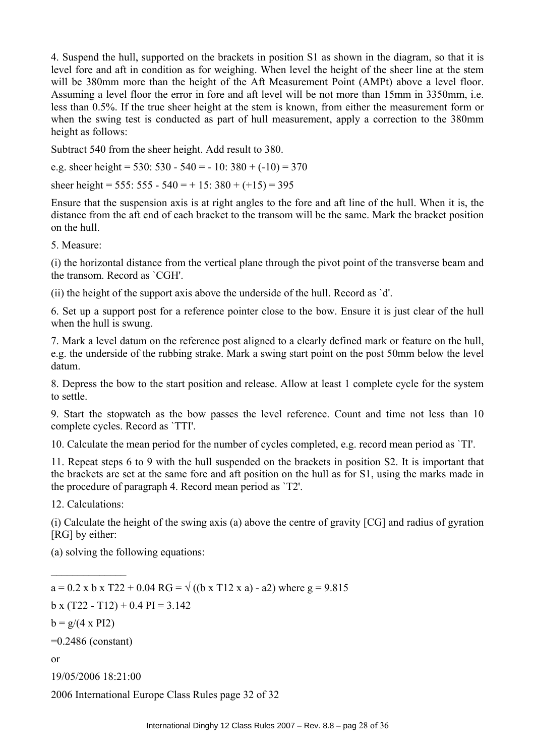4. Suspend the hull, supported on the brackets in position S1 as shown in the diagram, so that it is level fore and aft in condition as for weighing. When level the height of the sheer line at the stem will be 380mm more than the height of the Aft Measurement Point (AMPt) above a level floor. Assuming a level floor the error in fore and aft level will be not more than 15mm in 3350mm, i.e. less than 0.5%. If the true sheer height at the stem is known, from either the measurement form or when the swing test is conducted as part of hull measurement, apply a correction to the 380mm height as follows:

Subtract 540 from the sheer height. Add result to 380.

e.g. sheer height = 530: 530 - 540 = - 10: 380 + (-10) = 370

sheer height = 555: 555 - 540 = + 15: 380 + (+15) = 395

Ensure that the suspension axis is at right angles to the fore and aft line of the hull. When it is, the distance from the aft end of each bracket to the transom will be the same. Mark the bracket position on the hull.

5. Measure:

(i) the horizontal distance from the vertical plane through the pivot point of the transverse beam and the transom. Record as `CGH'.

(ii) the height of the support axis above the underside of the hull. Record as `d'.

6. Set up a support post for a reference pointer close to the bow. Ensure it is just clear of the hull when the hull is swung.

7. Mark a level datum on the reference post aligned to a clearly defined mark or feature on the hull, e.g. the underside of the rubbing strake. Mark a swing start point on the post 50mm below the level datum.

8. Depress the bow to the start position and release. Allow at least 1 complete cycle for the system to settle.

9. Start the stopwatch as the bow passes the level reference. Count and time not less than 10 complete cycles. Record as `TTI'.

10. Calculate the mean period for the number of cycles completed, e.g. record mean period as `TI'.

11. Repeat steps 6 to 9 with the hull suspended on the brackets in position S2. It is important that the brackets are set at the same fore and aft position on the hull as for S1, using the marks made in the procedure of paragraph 4. Record mean period as `T2'.

12. Calculations:

(i) Calculate the height of the swing axis (a) above the centre of gravity [CG] and radius of gyration [RG] by either:

(a) solving the following equations:

______________

a = 0.2 x b x T22 + 0.04 RG = √ ((b x T12 x a) - a2) where g = 9.815

b x (T22 - T12) + 0.4 PI = 3.142

b = g/(4 x PI2)

=0.2486 (constant)

or

19/05/2006 18:21:00

2006 International Europe Class Rules page 32 of 32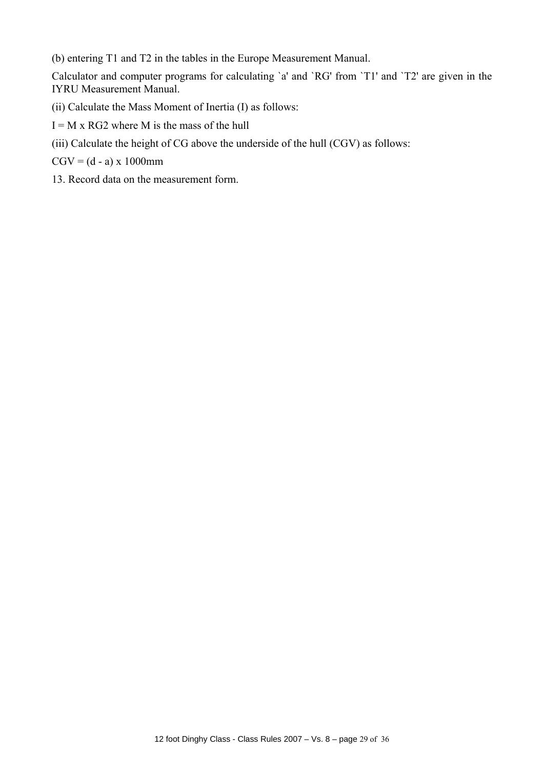(b) entering T1 and T2 in the tables in the Europe Measurement Manual.

Calculator and computer programs for calculating `a' and `RG' from `T1' and `T2' are given in the IYRU Measurement Manual.

(ii) Calculate the Mass Moment of Inertia (I) as follows:

I = M x RG2 where M is the mass of the hull

(iii) Calculate the height of CG above the underside of the hull (CGV) as follows:

CGV = (d - a) x 1000mm

13. Record data on the measurement form.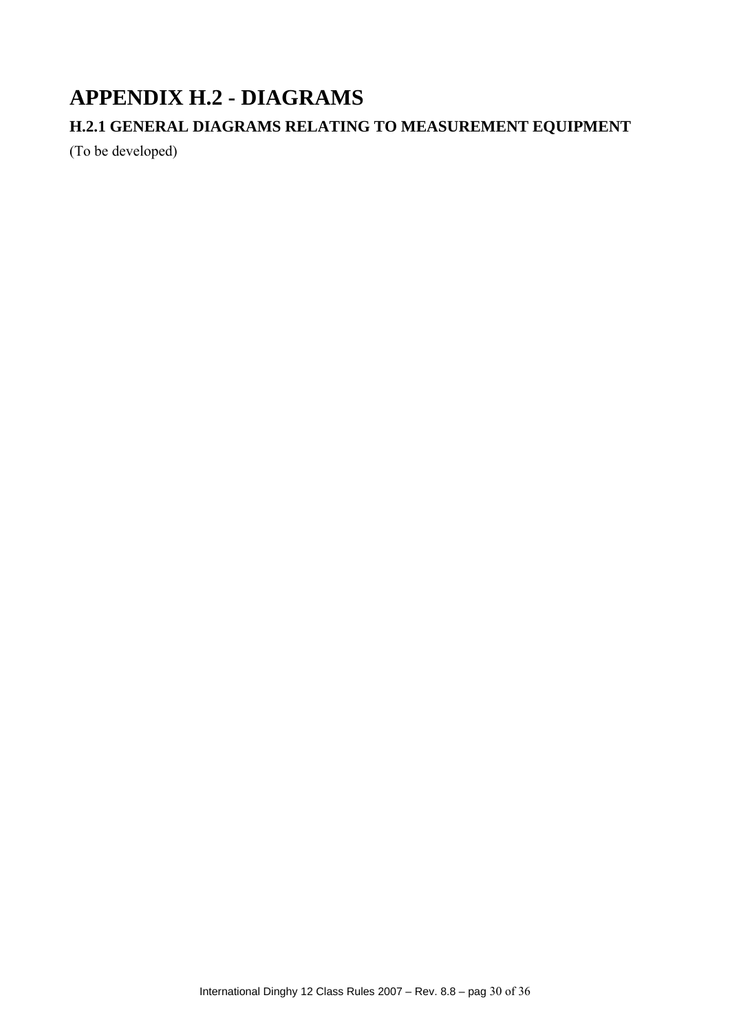# APPENDIX H.2 - DIAGRAMS

## H.2.1 GENERAL DIAGRAMS RELATING TO MEASUREMENT EQUIPMENT

(To be developed)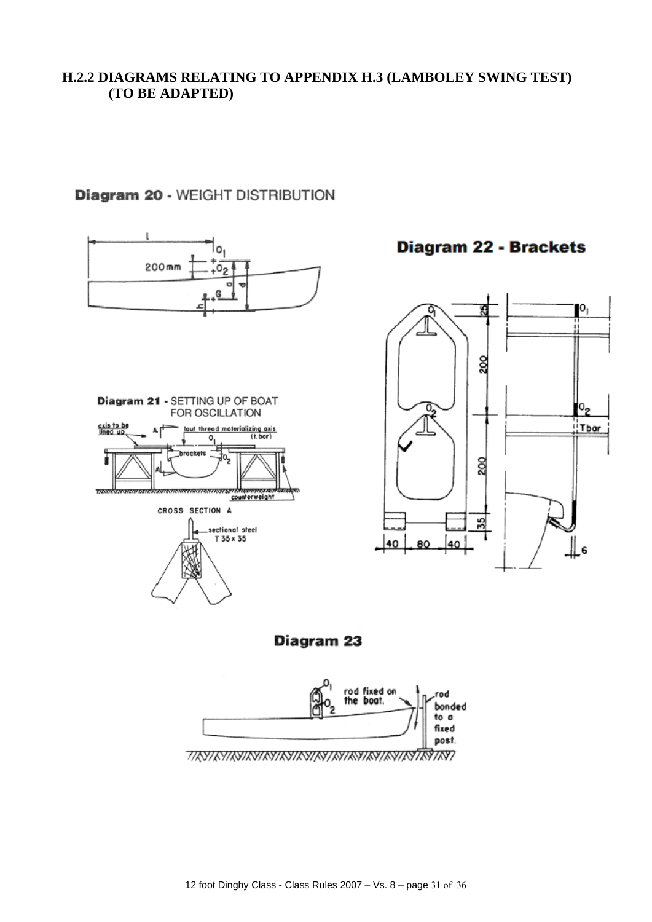## H.2.2 DIAGRAMS RELATING TO APPENDIX H.3 (LAMBOLEY SWING TEST) (TO BE ADAPTED)

**Diagram 20** - WEIGHT DISTRIBUTION

**Diagram 22 - Brackets**

**Diagram 21** - SETTING UP OF BOAT FOR OSCILLATION

**Diagram 23**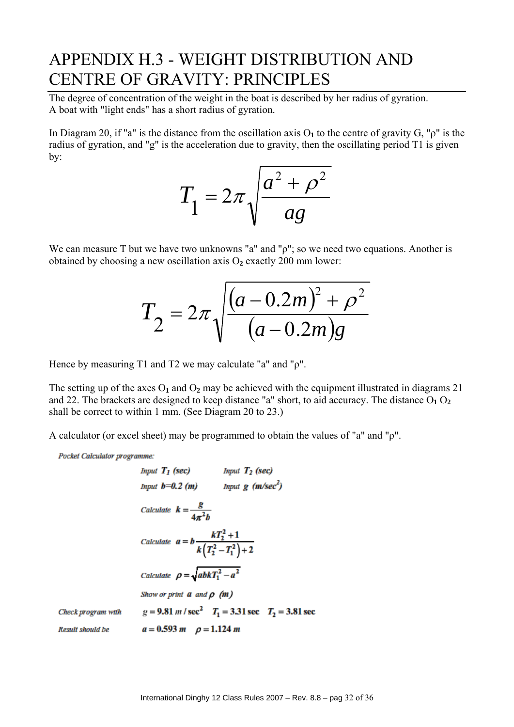# APPENDIX H.3 - WEIGHT DISTRIBUTION AND CENTRE OF GRAVITY: PRINCIPLES

The degree of concentration of the weight in the boat is described by her radius of gyration.
A boat with "light ends" has a short radius of gyration.

In Diagram 20, if "a" is the distance from the oscillation axis $O_1$ to the centre of gravity G, "$\rho$" is the radius of gyration, and "g" is the acceleration due to gravity, then the oscillating period T1 is given by:

$$T_1 = 2\pi\sqrt{\frac{a^2 + \rho^2}{ag}}$$

We can measure T but we have two unknowns "a" and "$\rho$"; so we need two equations. Another is obtained by choosing a new oscillation axis $O_2$ exactly 200 mm lower:

$$T_2 = 2\pi\sqrt{\frac{(a - 0.2m)^2 + \rho^2}{(a - 0.2m)g}}$$

Hence by measuring T1 and T2 we may calculate "a" and "$\rho$".

The setting up of the axes $O_1$ and $O_2$ may be achieved with the equipment illustrated in diagrams 21 and 22. The brackets are designed to keep distance "a" short, to aid accuracy. The distance $O_1 O_2$ shall be correct to within 1 mm. (See Diagram 20 to 23.)

A calculator (or excel sheet) may be programmed to obtain the values of "a" and "$\rho$".

*Pocket Calculator programme:*

*Input* $T_1$ *(sec)* *Input* $T_2$ *(sec)*

*Input* $b = 0.2$ *(m)* *Input* $g$ *(m/sec²)*

*Calculate* $k = \dfrac{g}{4\pi^2 b}$

*Calculate* $a = b\dfrac{kT_2^2 + 1}{k\left(T_2^2 - T_1^2\right) + 2}$

*Calculate* $\rho = \sqrt{abkT_1^2 - a^2}$

*Show or print* $a$ *and* $\rho$ *(m)*

*Check program with* $g = 9.81\ m/\sec^2$ $T_1 = 3.31$ sec $T_2 = 3.81$ sec

*Result should be* $a = 0.593\ m$ $\rho = 1.124\ m$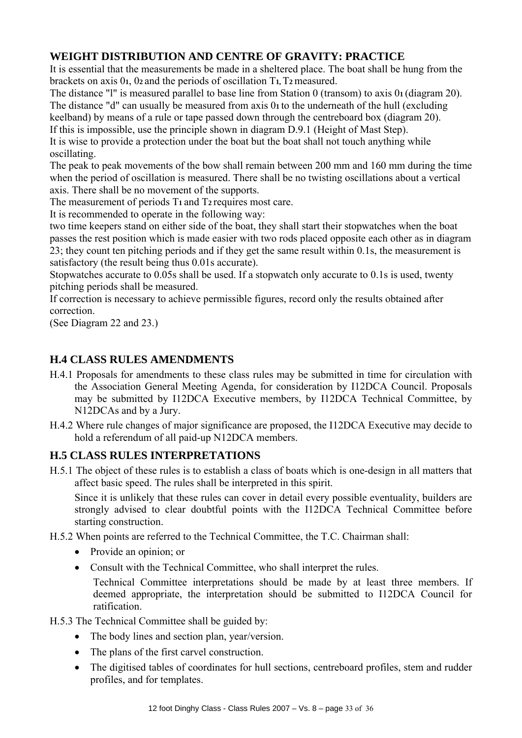## WEIGHT DISTRIBUTION AND CENTRE OF GRAVITY: PRACTICE

It is essential that the measurements be made in a sheltered place. The boat shall be hung from the brackets on axis $0_1$, $0_2$ and the periods of oscillation $T_1$, $T_2$ measured.

The distance "l" is measured parallel to base line from Station 0 (transom) to axis $0_1$ (diagram 20).

The distance "d" can usually be measured from axis $0_1$ to the underneath of the hull (excluding keelband) by means of a rule or tape passed down through the centreboard box (diagram 20).

If this is impossible, use the principle shown in diagram D.9.1 (Height of Mast Step).

It is wise to provide a protection under the boat but the boat shall not touch anything while oscillating.

The peak to peak movements of the bow shall remain between 200 mm and 160 mm during the time when the period of oscillation is measured. There shall be no twisting oscillations about a vertical axis. There shall be no movement of the supports.

The measurement of periods $T_1$ and $T_2$ requires most care.

It is recommended to operate in the following way:

two time keepers stand on either side of the boat, they shall start their stopwatches when the boat passes the rest position which is made easier with two rods placed opposite each other as in diagram 23; they count ten pitching periods and if they get the same result within 0.1s, the measurement is satisfactory (the result being thus 0.01s accurate).

Stopwatches accurate to 0.05s shall be used. If a stopwatch only accurate to 0.1s is used, twenty pitching periods shall be measured.

If correction is necessary to achieve permissible figures, record only the results obtained after correction.

(See Diagram 22 and 23.)

## H.4 CLASS RULES AMENDMENTS

H.4.1 Proposals for amendments to these class rules may be submitted in time for circulation with the Association General Meeting Agenda, for consideration by I12DCA Council. Proposals may be submitted by I12DCA Executive members, by I12DCA Technical Committee, by N12DCAs and by a Jury.

H.4.2 Where rule changes of major significance are proposed, the I12DCA Executive may decide to hold a referendum of all paid-up N12DCA members.

## H.5 CLASS RULES INTERPRETATIONS

H.5.1 The object of these rules is to establish a class of boats which is one-design in all matters that affect basic speed. The rules shall be interpreted in this spirit.

Since it is unlikely that these rules can cover in detail every possible eventuality, builders are strongly advised to clear doubtful points with the I12DCA Technical Committee before starting construction.

H.5.2 When points are referred to the Technical Committee, the T.C. Chairman shall:

- Provide an opinion; or
- Consult with the Technical Committee, who shall interpret the rules.

  Technical Committee interpretations should be made by at least three members. If deemed appropriate, the interpretation should be submitted to I12DCA Council for ratification.

H.5.3 The Technical Committee shall be guided by:

- The body lines and section plan, year/version.
- The plans of the first carvel construction.
- The digitised tables of coordinates for hull sections, centreboard profiles, stem and rudder profiles, and for templates.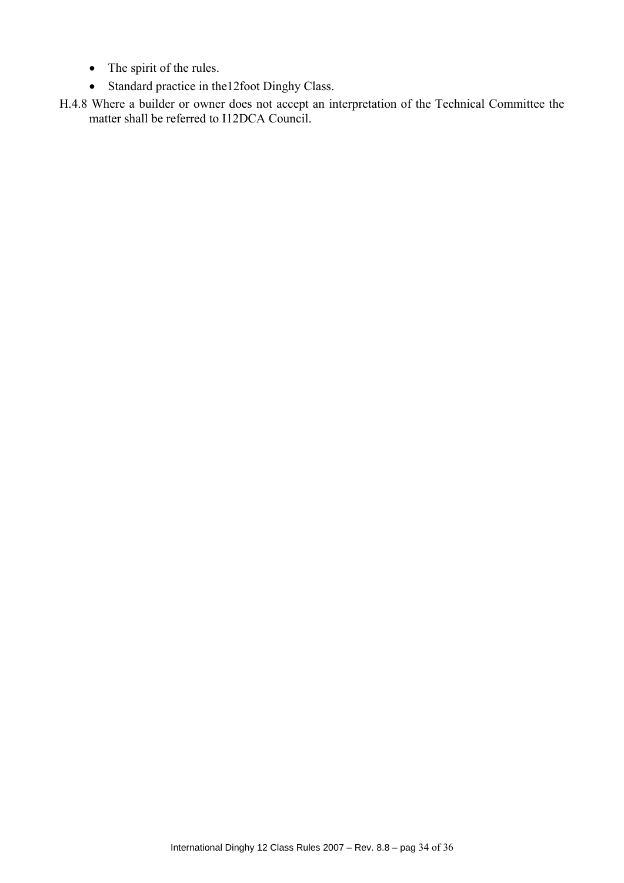- The spirit of the rules.
- Standard practice in the12foot Dinghy Class.

H.4.8 Where a builder or owner does not accept an interpretation of the Technical Committee the matter shall be referred to I12DCA Council.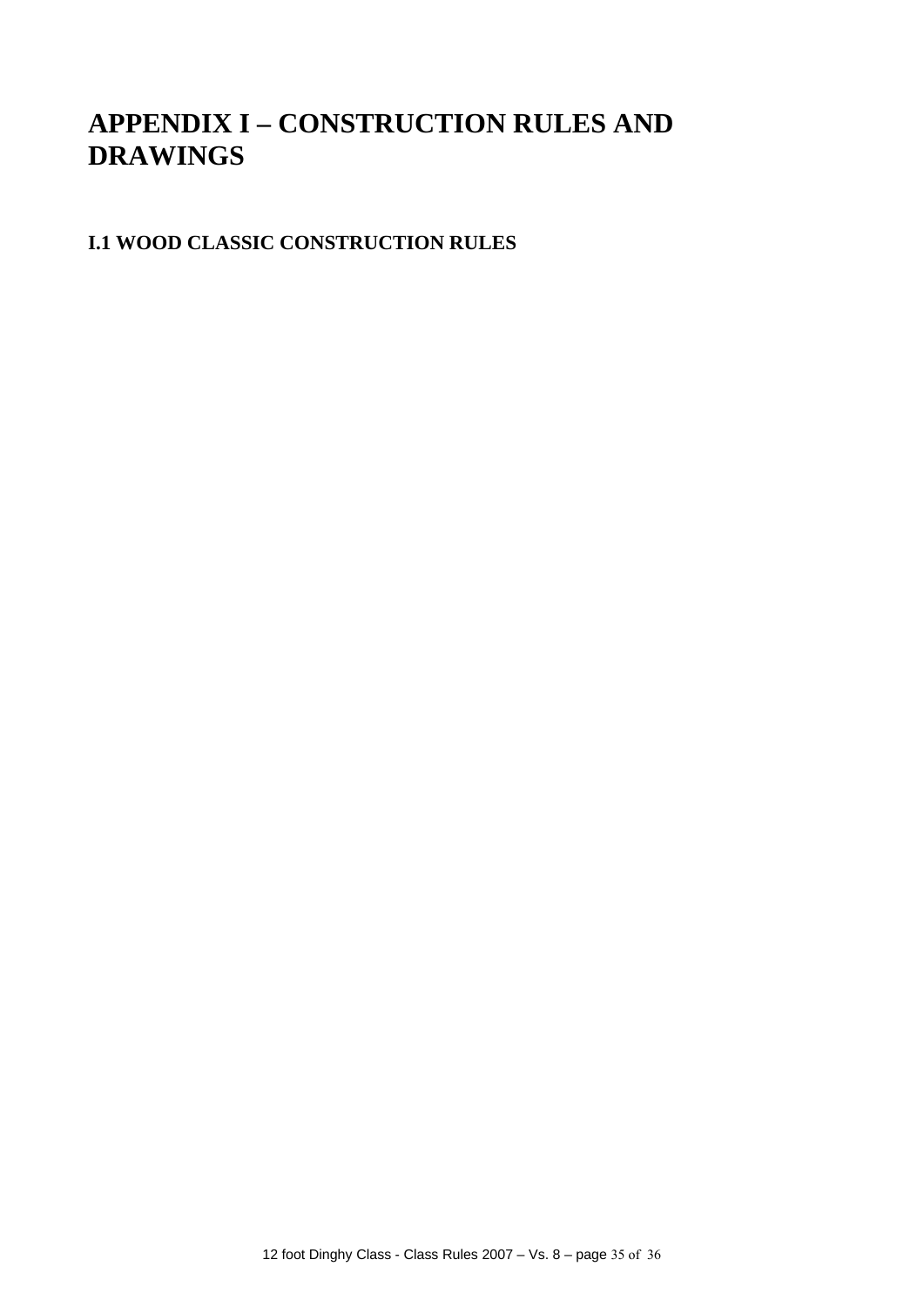# APPENDIX I – CONSTRUCTION RULES AND DRAWINGS

## I.1 WOOD CLASSIC CONSTRUCTION RULES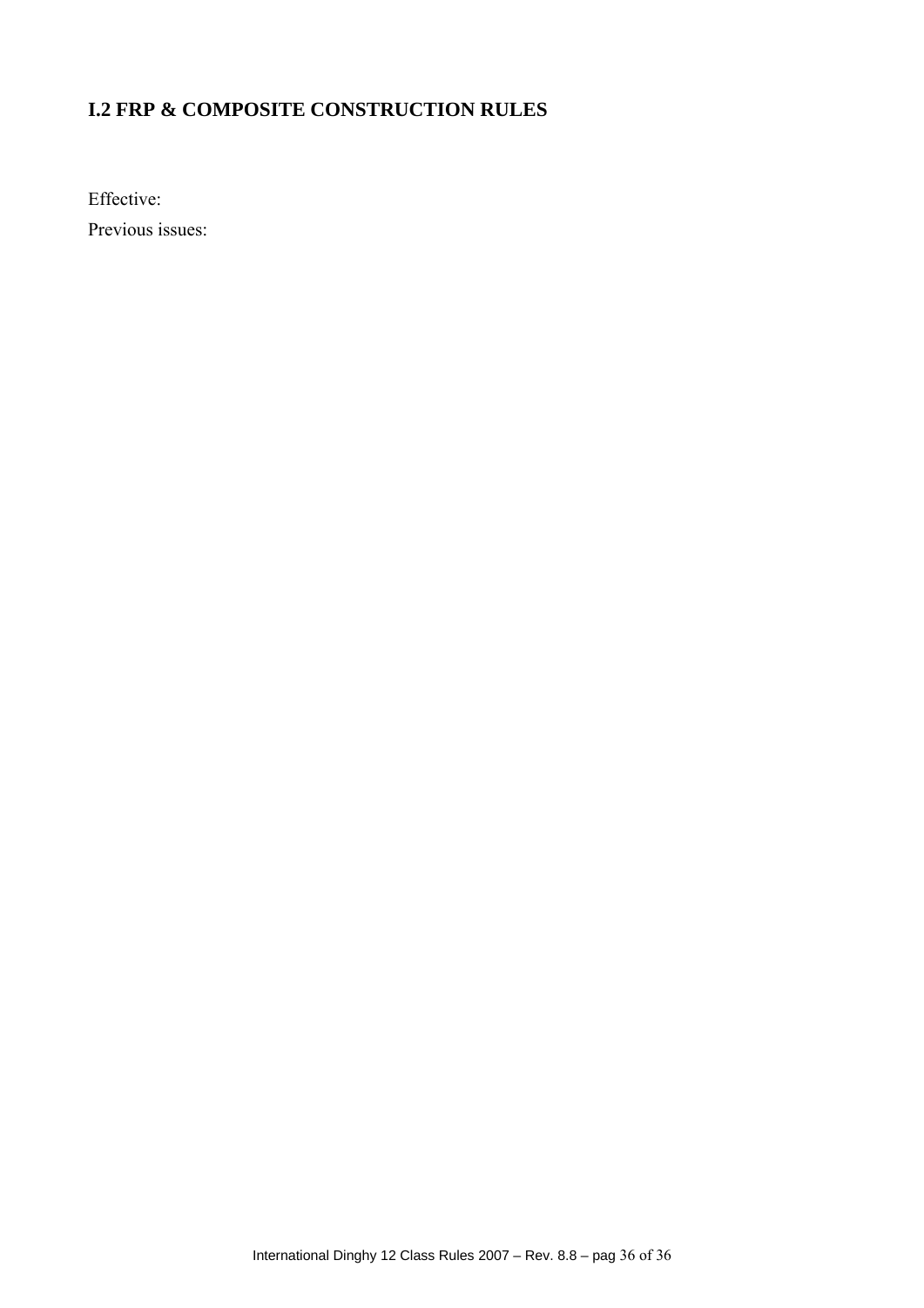## I.2 FRP & COMPOSITE CONSTRUCTION RULES

Effective:

Previous issues: